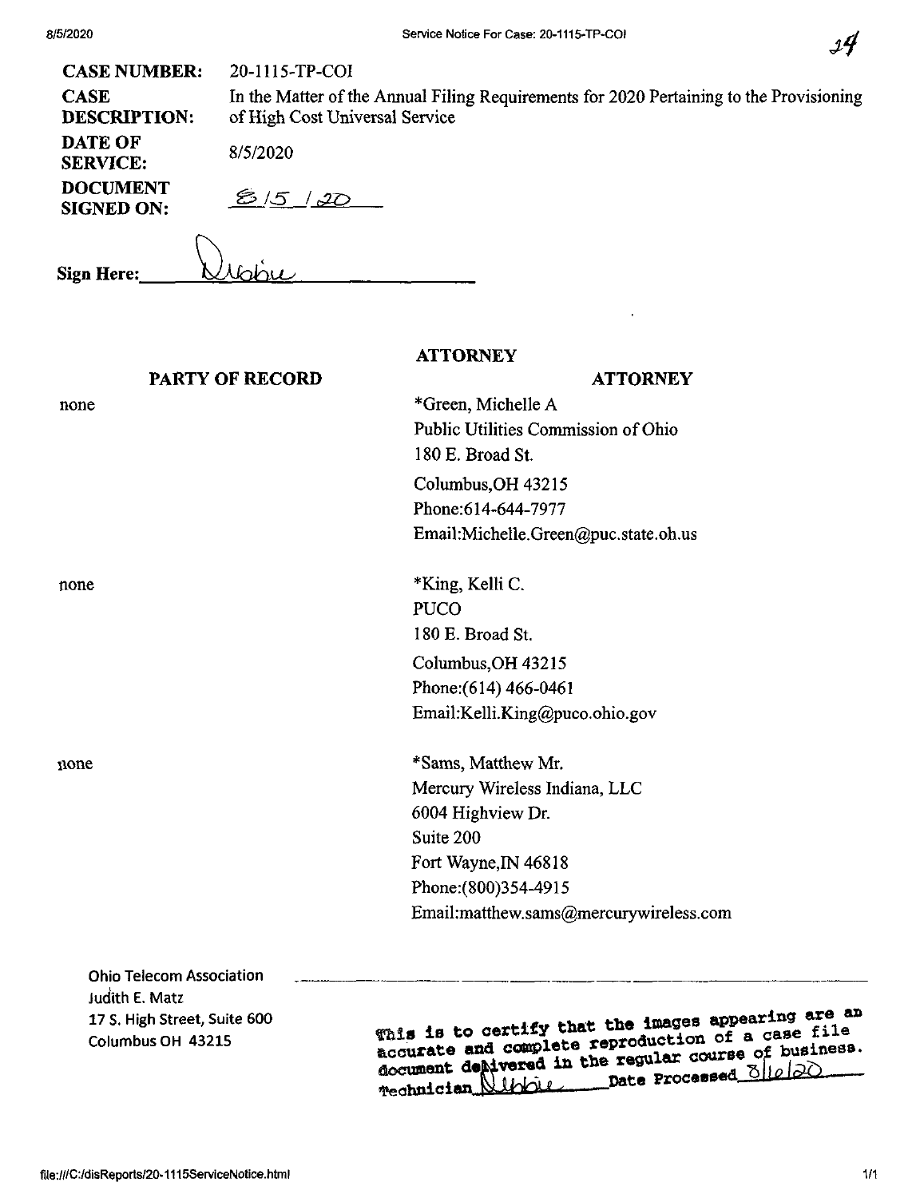| | |
|---|---|
| **CASE NUMBER:** | 20-1115-TP-COI |
| **CASE DESCRIPTION:** | In the Matter of the Annual Filing Requirements for 2020 Pertaining to the Provisioning of High Cost Universal Service |
| **DATE OF SERVICE:** | 8/5/2020 |
| **DOCUMENT SIGNED ON:** | 8/5/20 |

**Sign Here:** Debbie

| **PARTY OF RECORD** | **ATTORNEY** |
|---|---|
| none | *Green, Michelle A<br>Public Utilities Commission of Ohio<br>180 E. Broad St.<br>Columbus,OH 43215<br>Phone:614-644-7977<br>Email:Michelle.Green@puc.state.oh.us |
| none | *King, Kelli C.<br>PUCO<br>180 E. Broad St.<br>Columbus,OH 43215<br>Phone:(614) 466-0461<br>Email:Kelli.King@puco.ohio.gov |
| none | *Sams, Matthew Mr.<br>Mercury Wireless Indiana, LLC<br>6004 Highview Dr.<br>Suite 200<br>Fort Wayne,IN 46818<br>Phone:(800)354-4915<br>Email:matthew.sams@mercurywireless.com |

Ohio Telecom Association
Judith E. Matz
17 S. High Street, Suite 600
Columbus OH 43215

This is to certify that the images appearing are an accurate and complete reproduction of a case file document delivered in the regular course of business.
Technician Debbie Date Processed 8/6/20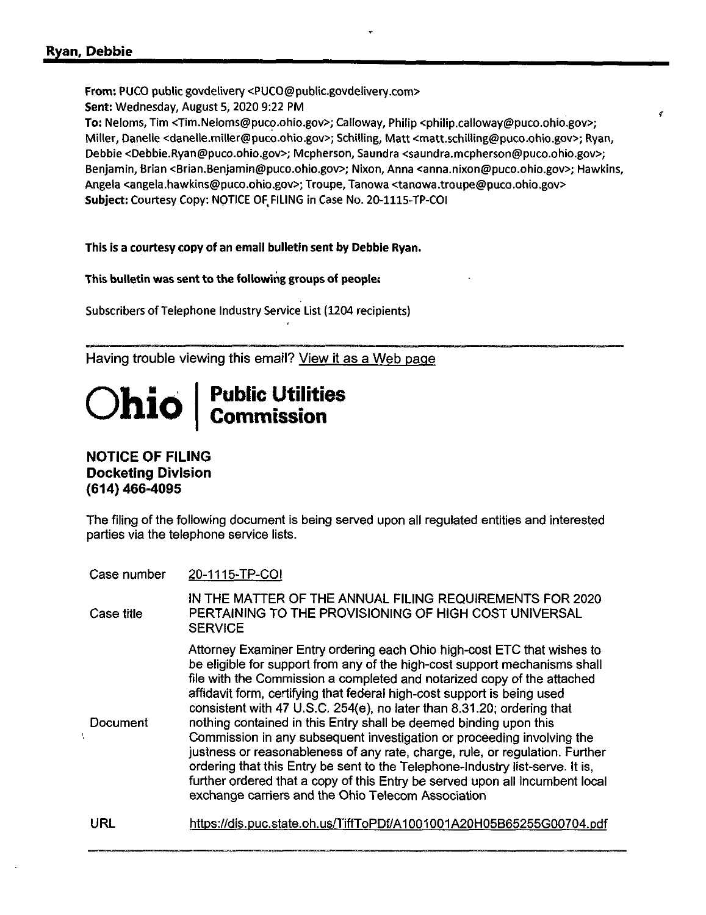**Ryan, Debbie**

**From:** PUCO public govdelivery <PUCO@public.govdelivery.com>
**Sent:** Wednesday, August 5, 2020 9:22 PM
**To:** Neloms, Tim <Tim.Neloms@puco.ohio.gov>; Calloway, Philip <philip.calloway@puco.ohio.gov>; Miller, Danelle <danelle.miller@puco.ohio.gov>; Schilling, Matt <matt.schilling@puco.ohio.gov>; Ryan, Debbie <Debbie.Ryan@puco.ohio.gov>; Mcpherson, Saundra <saundra.mcpherson@puco.ohio.gov>; Benjamin, Brian <Brian.Benjamin@puco.ohio.gov>; Nixon, Anna <anna.nixon@puco.ohio.gov>; Hawkins, Angela <angela.hawkins@puco.ohio.gov>; Troupe, Tanowa <tanowa.troupe@puco.ohio.gov>
**Subject:** Courtesy Copy: NOTICE OF FILING in Case No. 20-1115-TP-COI

**This is a courtesy copy of an email bulletin sent by Debbie Ryan.**

**This bulletin was sent to the following groups of people:**

Subscribers of Telephone Industry Service List (1204 recipients)

---

Having trouble viewing this email? View it as a Web page

# Ohio | Public Utilities Commission

**NOTICE OF FILING**
**Docketing Division**
**(614) 466-4095**

The filing of the following document is being served upon all regulated entities and interested parties via the telephone service lists.

| | |
|---|---|
| Case number | 20-1115-TP-COI |
| Case title | IN THE MATTER OF THE ANNUAL FILING REQUIREMENTS FOR 2020 PERTAINING TO THE PROVISIONING OF HIGH COST UNIVERSAL SERVICE |
| Document | Attorney Examiner Entry ordering each Ohio high-cost ETC that wishes to be eligible for support from any of the high-cost support mechanisms shall file with the Commission a completed and notarized copy of the attached affidavit form, certifying that federal high-cost support is being used consistent with 47 U.S.C. 254(e), no later than 8.31.20; ordering that nothing contained in this Entry shall be deemed binding upon this Commission in any subsequent investigation or proceeding involving the justness or reasonableness of any rate, charge, rule, or regulation. Further ordering that this Entry be sent to the Telephone-Industry list-serve. It is, further ordered that a copy of this Entry be served upon all incumbent local exchange carriers and the Ohio Telecom Association |
| URL | https://dis.puc.state.oh.us/TiffToPDf/A1001001A20H05B65255G00704.pdf |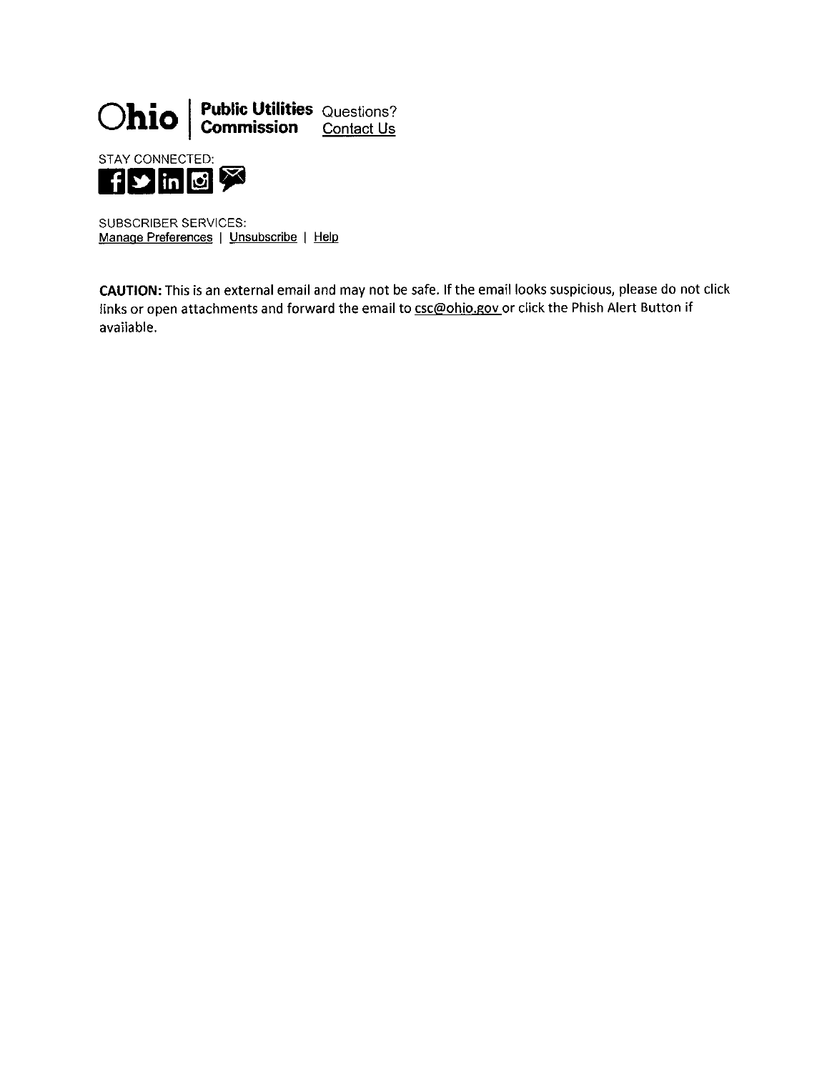**Ohio** | **Public Utilities Commission** Questions? Contact Us

STAY CONNECTED:

SUBSCRIBER SERVICES:
Manage Preferences | Unsubscribe | Help

**CAUTION:** This is an external email and may not be safe. If the email looks suspicious, please do not click links or open attachments and forward the email to csc@ohio.gov or click the Phish Alert Button if available.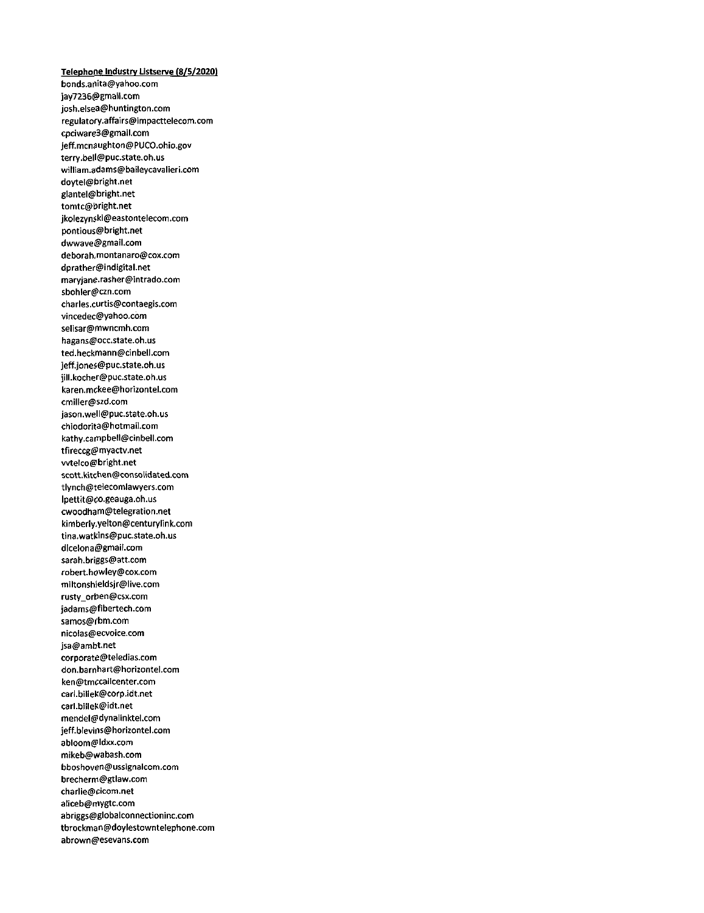**<u>Telephone Industry Listserve (8/5/2020)</u>**

bonds.anita@yahoo.com
jay7236@gmail.com
josh.elsea@huntington.com
regulatory.affairs@impacttelecom.com
cpciware3@gmail.com
jeff.mcnaughton@PUCO.ohio.gov
terry.bell@puc.state.oh.us
william.adams@baileycavalieri.com
doytel@bright.net
glantel@bright.net
tomtc@bright.net
jkolezynski@eastontelecom.com
pontious@bright.net
dwwave@gmail.com
deborah.montanaro@cox.com
dprather@indigital.net
maryjane.rasher@intrado.com
sbohler@czn.com
charles.curtis@contaegis.com
vincedec@yahoo.com
sellsar@mwncmh.com
hagans@occ.state.oh.us
ted.heckmann@cinbell.com
jeff.jones@puc.state.oh.us
jill.kocher@puc.state.oh.us
karen.mckee@horizontel.com
cmiller@szd.com
jason.well@puc.state.oh.us
chiodorita@hotmail.com
kathy.campbell@cinbell.com
tfireccg@myactv.net
vvtelco@bright.net
scott.kitchen@consolidated.com
tlynch@telecomlawyers.com
lpettit@co.geauga.oh.us
cwoodham@telegration.net
kimberly.yelton@centurylink.com
tina.watkins@puc.state.oh.us
dlcelona@gmail.com
sarah.briggs@att.com
robert.howley@cox.com
miltonshieldsjr@live.com
rusty_orben@csx.com
jadams@fibertech.com
samos@rbm.com
nicolas@ecvoice.com
jsa@ambt.net
corporate@teledias.com
don.barnhart@horizontel.com
ken@tmccallcenter.com
carl.billek@corp.idt.net
carl.billek@idt.net
mendel@dynalinktel.com
jeff.blevins@horizontel.com
abloom@ldxx.com
mikeb@wabash.com
bboshoven@ussignalcom.com
brecherm@gtlaw.com
charlie@cicom.net
aliceb@mygtc.com
abriggs@globalconnectioninc.com
tbrockman@doylestowntelephone.com
abrown@esevans.com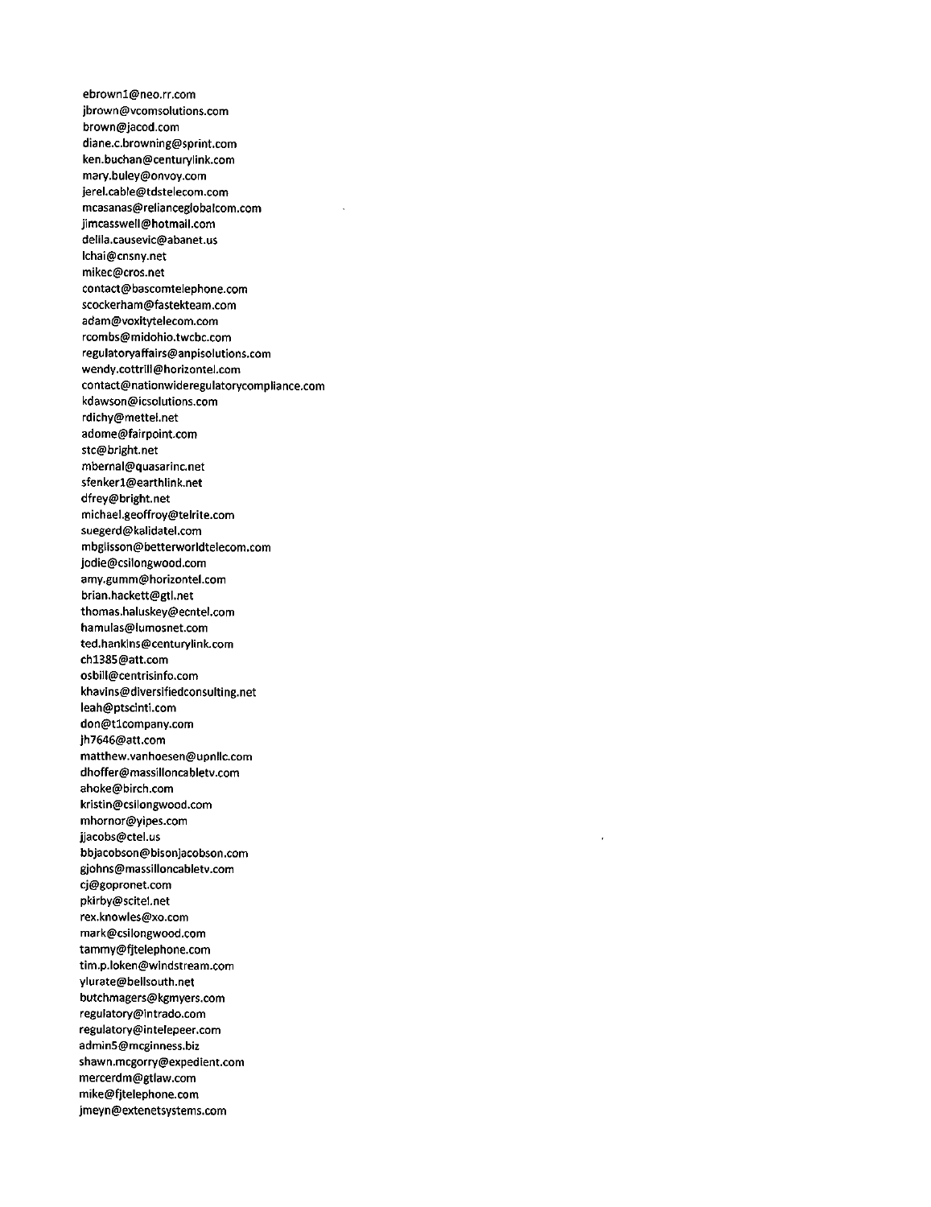ebrown1@neo.rr.com
jbrown@vcomsolutions.com
brown@jacod.com
diane.c.browning@sprint.com
ken.buchan@centurylink.com
mary.buley@onvoy.com
jerel.cable@tdstelecom.com
mcasanas@relianceglobalcom.com
jimcasswell@hotmail.com
delila.causevic@abanet.us
lchai@cnsny.net
mikec@cros.net
contact@bascomtelephone.com
scockerham@fastekteam.com
adam@voxitytelecom.com
rcombs@midohio.twcbc.com
regulatoryaffairs@anpisolutions.com
wendy.cottrill@horizontel.com
contact@nationwideregulatorycompliance.com
kdawson@icsolutions.com
rdichy@mettel.net
adome@fairpoint.com
stc@bright.net
mbernal@quasarinc.net
sfenker1@earthlink.net
dfrey@bright.net
michael.geoffroy@telrite.com
suegerd@kalidatel.com
mbglisson@betterworldtelecom.com
jodie@csilongwood.com
amy.gumm@horizontel.com
brian.hackett@gtl.net
thomas.haluskey@ecntel.com
hamulas@lumosnet.com
ted.hankins@centurylink.com
ch1385@att.com
osbill@centrisinfo.com
khavins@diversifiedconsulting.net
leah@ptscinti.com
don@t1company.com
jh7646@att.com
matthew.vanhoesen@upnllc.com
dhoffer@massilloncabletv.com
ahoke@birch.com
kristin@csilongwood.com
mhornor@yipes.com
jjacobs@ctel.us
bbjacobson@bisonjacobson.com
gjohns@massilloncabletv.com
cj@gopronet.com
pkirby@scitel.net
rex.knowles@xo.com
mark@csilongwood.com
tammy@fjtelephone.com
tim.p.loken@windstream.com
ylurate@bellsouth.net
butchmagers@kgmyers.com
regulatory@intrado.com
regulatory@intelepeer.com
admin5@mcginness.biz
shawn.mcgorry@expedient.com
mercerdm@gtlaw.com
mike@fjtelephone.com
jmeyn@extenetsystems.com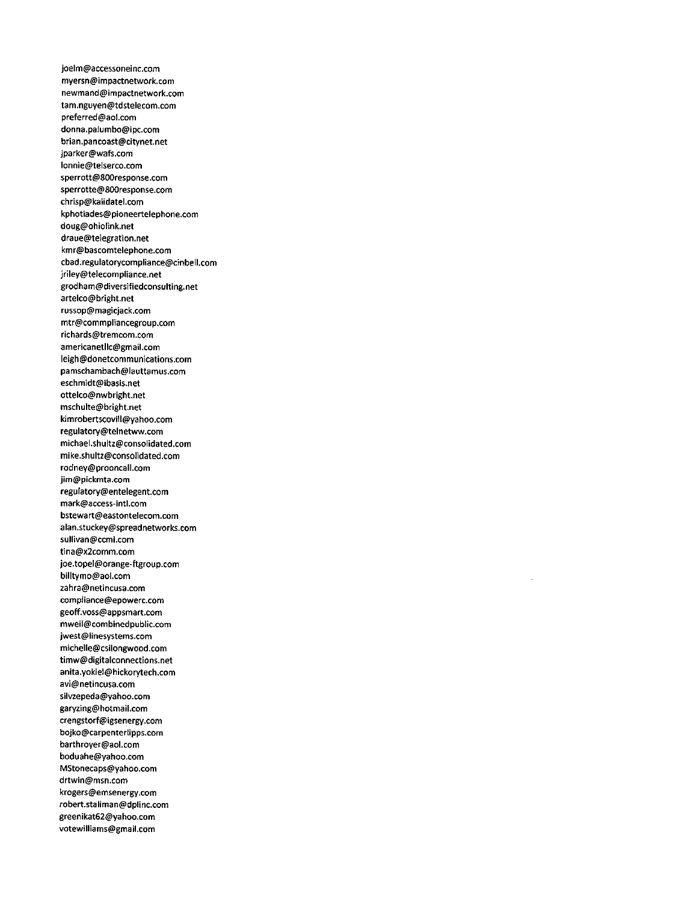joelm@accessoneinc.com
myersn@impactnetwork.com
newmand@impactnetwork.com
tam.nguyen@tdstelecom.com
preferred@aol.com
donna.palumbo@ipc.com
brian.pancoast@citynet.net
jparker@wafs.com
lonnie@telserco.com
sperrott@800response.com
sperrotte@800response.com
chrisp@kalidatel.com
kphotiades@pioneertelephone.com
doug@ohiolink.net
draue@telegration.net
kmr@bascomtelephone.com
cbad.regulatorycompliance@cinbell.com
jriley@telecompliance.net
grodham@diversifiedconsulting.net
artelco@bright.net
russop@magicjack.com
mtr@commpliancegroup.com
richards@tremcom.com
americanetllc@gmail.com
leigh@donetcommunications.com
pamschambach@lauttamus.com
eschmidt@ibasis.net
ottelco@nwbright.net
mschulte@bright.net
kimrobertscovill@yahoo.com
regulatory@telnetww.com
michael.shultz@consolidated.com
mike.shultz@consolidated.com
rodney@prooncall.com
jim@pickmta.com
regulatory@entelegent.com
mark@access-intl.com
bstewart@eastontelecom.com
alan.stuckey@spreadnetworks.com
sullivan@ccmi.com
tina@x2comm.com
joe.topel@orange-ftgroup.com
billtymo@aol.com
zahra@netincusa.com
compliance@epowerc.com
geoff.voss@appsmart.com
mweil@combinedpublic.com
jwest@linesystems.com
michelle@csilongwood.com
timw@digitalconnections.net
anita.yokiel@hickorytech.com
avi@netincusa.com
silvzepeda@yahoo.com
garyzing@hotmail.com
crengstorf@igsenergy.com
bojko@carpenterlipps.com
barthroyer@aol.com
boduahe@yahoo.com
MStonecaps@yahoo.com
drtwin@msn.com
krogers@emsenergy.com
robert.stallman@dplinc.com
greenikat62@yahoo.com
votewilliams@gmail.com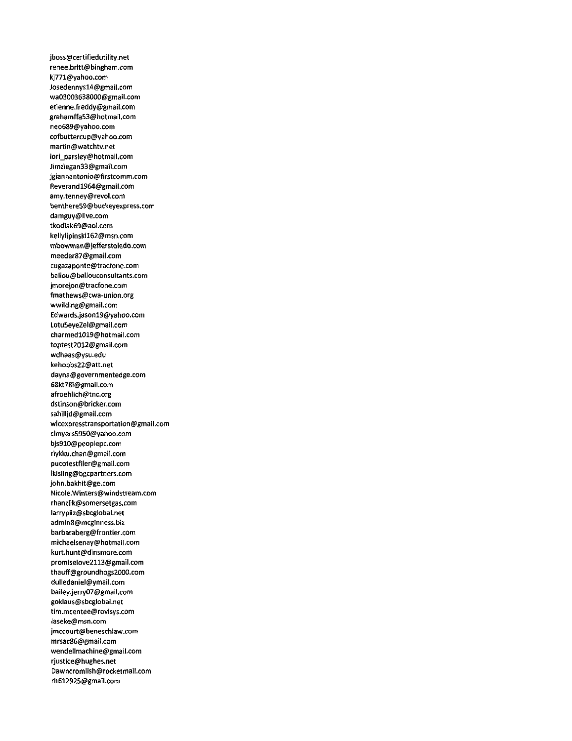jboss@certifiedutility.net
renee.britt@bingham.com
kj771@yahoo.com
Josedennys14@gmail.com
wa03003638000@gmail.com
etienne.freddy@gmail.com
grahamffa53@hotmail.com
neo689@yahoo.com
cpfbuttercup@yahoo.com
martin@watchtv.net
lori_parsley@hotmail.com
Jimziegan33@gmail.com
jgiannantonio@firstcomm.com
Reverand1964@gmail.com
amy.tenney@revol.com
benthere59@buckeyexpress.com
damguy@live.com
tkodiak69@aol.com
kellylipinski162@msn.com
mbowman@jefferstoledo.com
meeder87@gmail.com
cugazaponte@tracfone.com
ballou@ballouconsultants.com
jmorejon@tracfone.com
fmathews@cwa-union.org
wwilding@gmail.com
Edwards.jason19@yahoo.com
Lotu5eyeZel@gmail.com
charmed1019@hotmail.com
toptest2012@gmail.com
wdhaas@ysu.edu
kehobbs22@att.net
dayna@governmentedge.com
68kt78i@gmail.com
afroehlich@tnc.org
dstinson@bricker.com
sahilljd@gmail.com
wlcexpresstransportation@gmail.com
clmyers5950@yahoo.com
bjs910@peoplepc.com
riykku.chan@gmail.com
pucotestfiler@gmail.com
lkisling@bgcpartners.com
john.bakhit@ge.com
Nicole.Winters@windstream.com
rhanzlik@somersetgas.com
larrypilz@sbcglobal.net
admin8@mcginness.biz
barbaraberg@frontier.com
michaelsenay@hotmail.com
kurt.hunt@dinsmore.com
promiselove2113@gmail.com
thauff@groundhogs2000.com
dulledaniel@ymail.com
bailey.jerry07@gmail.com
goklaus@sbcglobal.net
tim.mcentee@rovisys.com
laseke@msn.com
jmccourt@beneschlaw.com
mrsac86@gmail.com
wendellmachine@gmail.com
rjustice@hughes.net
Dawncromlish@rocketmail.com
rh612925@gmail.com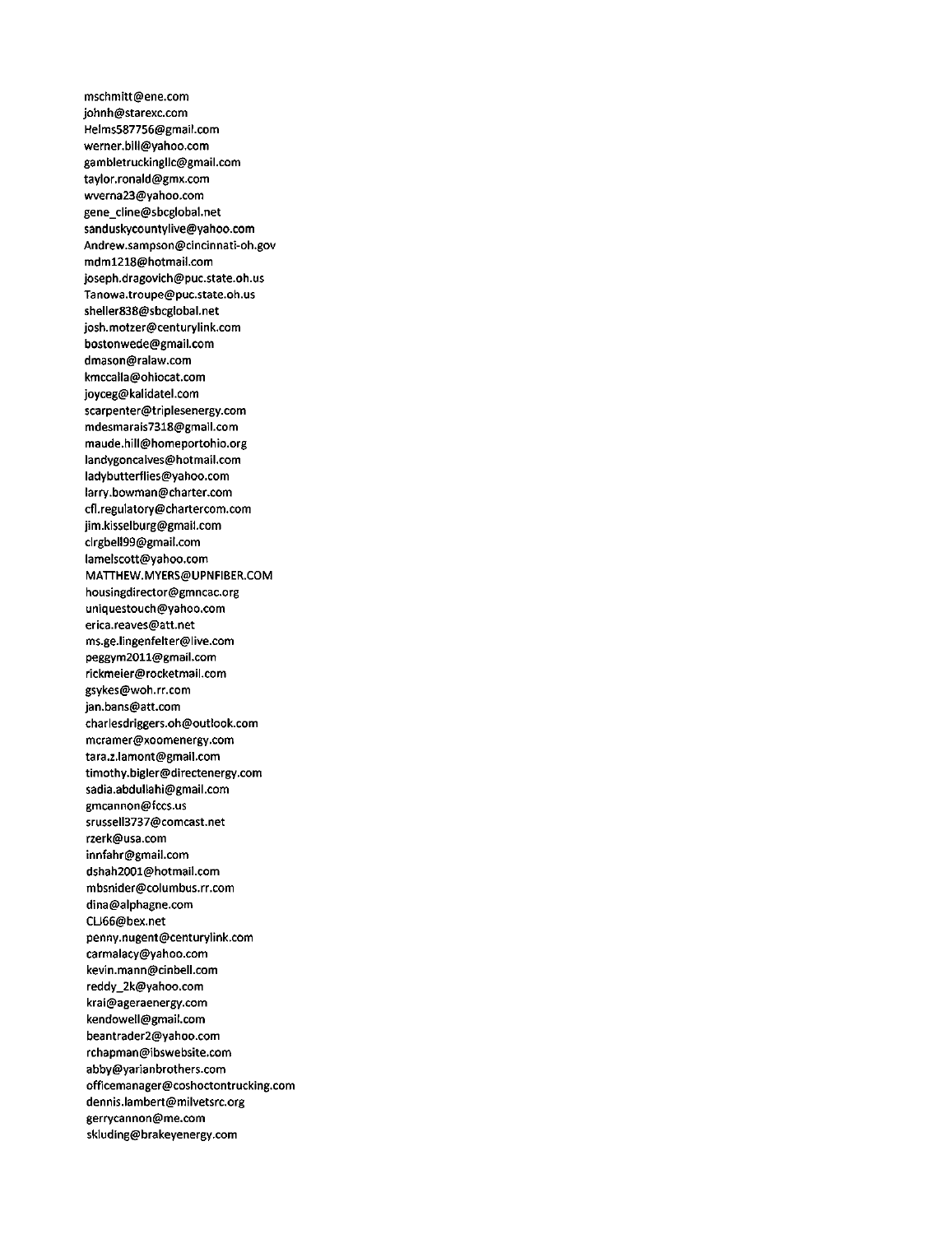mschmitt@ene.com
johnh@starexc.com
Helms587756@gmail.com
werner.bill@yahoo.com
gambletruckingllc@gmail.com
taylor.ronald@gmx.com
wverna23@yahoo.com
gene_cline@sbcglobal.net
sanduskycountylive@yahoo.com
Andrew.sampson@cincinnati-oh.gov
mdm1218@hotmail.com
joseph.dragovich@puc.state.oh.us
Tanowa.troupe@puc.state.oh.us
sheller838@sbcglobal.net
josh.motzer@centurylink.com
bostonwede@gmail.com
dmason@ralaw.com
kmccalla@ohiocat.com
joyceg@kalidatel.com
scarpenter@triplesenergy.com
mdesmarais7318@gmail.com
maude.hill@homeportohio.org
landygoncalves@hotmail.com
ladybutterflies@yahoo.com
larry.bowman@charter.com
cfl.regulatory@chartercom.com
jim.kisselburg@gmail.com
clrgbell99@gmail.com
lamelscott@yahoo.com
MATTHEW.MYERS@UPNFIBER.COM
housingdirector@gmncac.org
uniquestouch@yahoo.com
erica.reaves@att.net
ms.ge.lingenfelter@live.com
peggym2011@gmail.com
rickmeier@rocketmail.com
gsykes@woh.rr.com
jan.bans@att.com
charlesdriggers.oh@outlook.com
mcramer@xoomenergy.com
tara.z.lamont@gmail.com
timothy.bigler@directenergy.com
sadia.abdullahi@gmail.com
gmcannon@fccs.us
srussell3737@comcast.net
rzerk@usa.com
innfahr@gmail.com
dshah2001@hotmail.com
mbsnider@columbus.rr.com
dina@alphagne.com
CLJ66@bex.net
penny.nugent@centurylink.com
carmalacy@yahoo.com
kevin.mann@cinbell.com
reddy_2k@yahoo.com
krai@ageraenergy.com
kendowell@gmail.com
beantrader2@yahoo.com
rchapman@ibswebsite.com
abby@yarianbrothers.com
officemanager@coshoctontrucking.com
dennis.lambert@milvetsrc.org
gerrycannon@me.com
skluding@brakeyenergy.com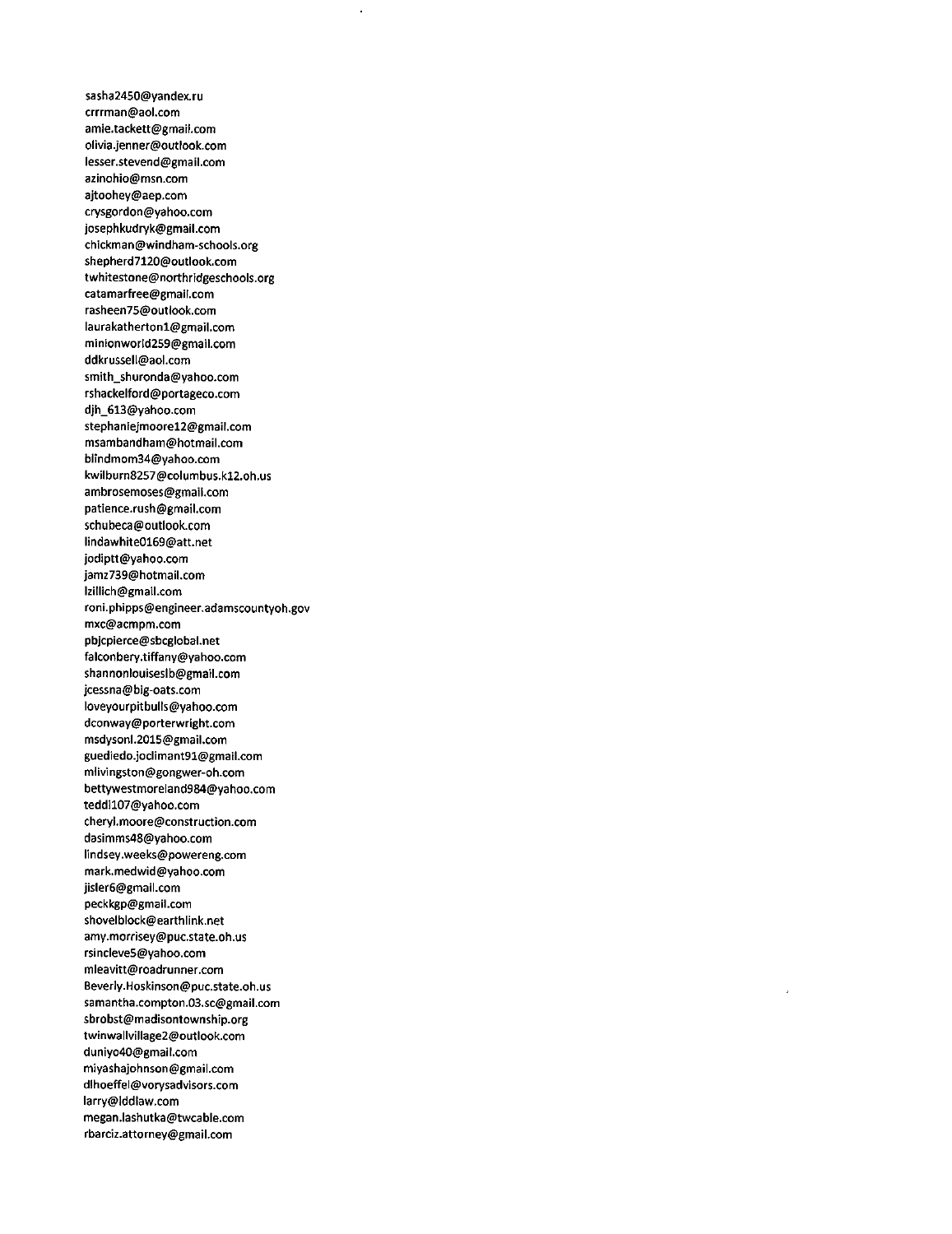sasha2450@yandex.ru
crrrman@aol.com
amie.tackett@gmail.com
olivia.jenner@outlook.com
lesser.stevend@gmail.com
azinohio@msn.com
ajtoohey@aep.com
crysgordon@yahoo.com
josephkudryk@gmail.com
chickman@windham-schools.org
shepherd7120@outlook.com
twhitestone@northridgeschools.org
catamarfree@gmail.com
rasheen75@outlook.com
laurakatherton1@gmail.com
minionworld259@gmail.com
ddkrussell@aol.com
smith_shuronda@yahoo.com
rshackelford@portageco.com
djh_613@yahoo.com
stephaniejmoore12@gmail.com
msambandham@hotmail.com
blindmom34@yahoo.com
kwilburn8257@columbus.k12.oh.us
ambrosemoses@gmail.com
patience.rush@gmail.com
schubeca@outlook.com
lindawhite0169@att.net
jodiptt@yahoo.com
jamz739@hotmail.com
lzillich@gmail.com
roni.phipps@engineer.adamscountyoh.gov
mxc@acmpm.com
pbjcpierce@sbcglobal.net
falconbery.tiffany@yahoo.com
shannonlouiseslb@gmail.com
jcessna@big-oats.com
loveyourpitbulls@yahoo.com
dconway@porterwright.com
msdysonl.2015@gmail.com
guediedo.jodimant91@gmail.com
mlivingston@gongwer-oh.com
bettywestmoreland984@yahoo.com
teddi107@yahoo.com
cheryl.moore@construction.com
dasimms48@yahoo.com
lindsey.weeks@powereng.com
mark.medwid@yahoo.com
jisler6@gmail.com
peckkgp@gmail.com
shovelblock@earthlink.net
amy.morrisey@puc.state.oh.us
rsincleve5@yahoo.com
mleavitt@roadrunner.com
Beverly.Hoskinson@puc.state.oh.us
samantha.compton.03.sc@gmail.com
sbrobst@madisontownship.org
twinwallvillage2@outlook.com
duniyo40@gmail.com
miyashajohnson@gmail.com
dlhoeffel@vorysadvisors.com
larry@lddlaw.com
megan.lashutka@twcable.com
rbarciz.attorney@gmail.com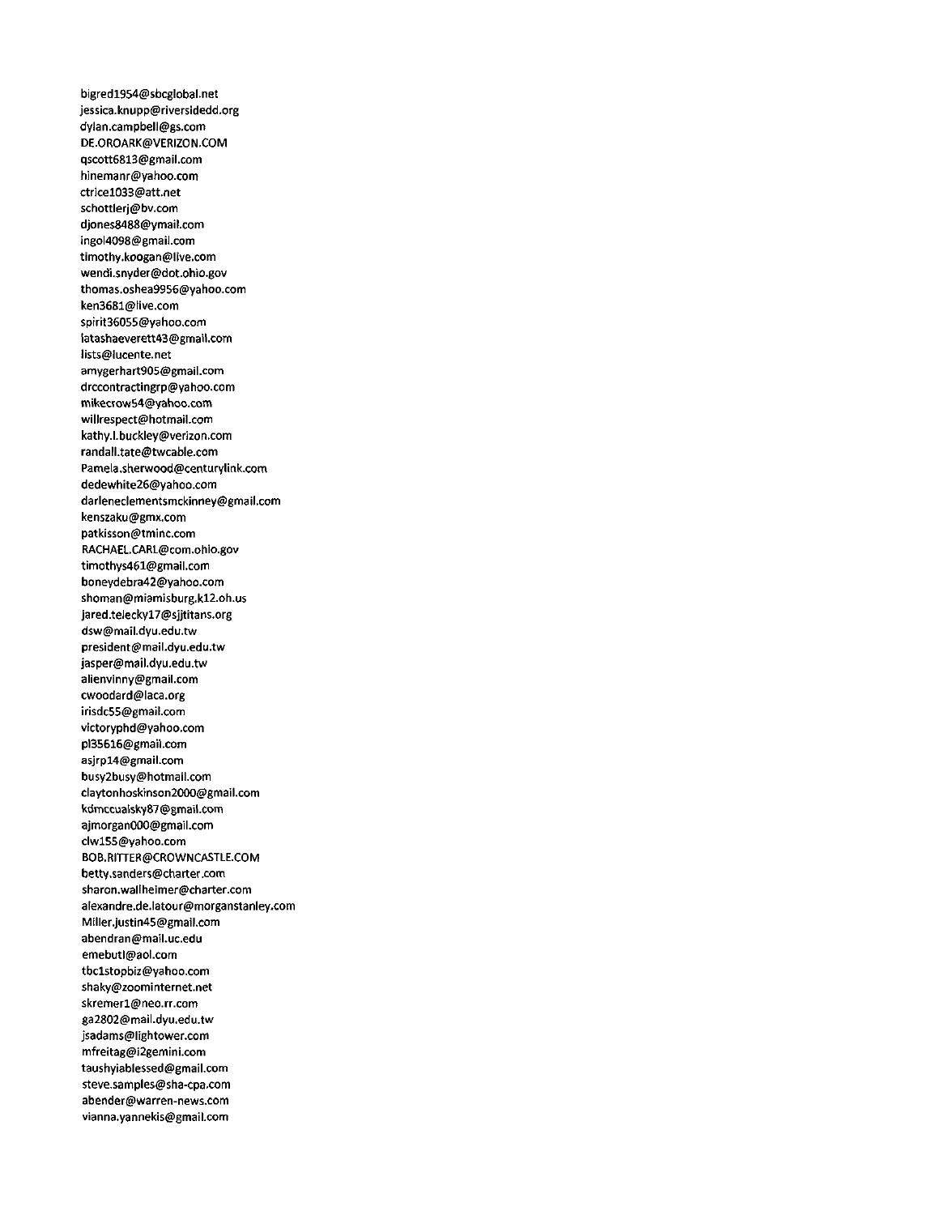bigred1954@sbcglobal.net
jessica.knupp@riversidedd.org
dylan.campbell@gs.com
DE.OROARK@VERIZON.COM
qscott6813@gmail.com
hinemanr@yahoo.com
ctrice1033@att.net
schottlerj@bv.com
djones8488@ymail.com
ingol4098@gmail.com
timothy.koogan@live.com
wendi.snyder@dot.ohio.gov
thomas.oshea9956@yahoo.com
ken3681@live.com
spirit36055@yahoo.com
latashaeverett43@gmail.com
lists@lucente.net
amygerhart905@gmail.com
drccontractingrp@yahoo.com
mikecrow54@yahoo.com
willrespect@hotmail.com
kathy.l.buckley@verizon.com
randall.tate@twcable.com
Pamela.sherwood@centurylink.com
dedewhite26@yahoo.com
darleneclementsmckinney@gmail.com
kenszaku@gmx.com
patkisson@tminc.com
RACHAEL.CARL@com.ohio.gov
timothys461@gmail.com
boneydebra42@yahoo.com
shoman@miamisburg.k12.oh.us
jared.telecky17@sjjtitans.org
dsw@mail.dyu.edu.tw
president@mail.dyu.edu.tw
jasper@mail.dyu.edu.tw
alienvinny@gmail.com
cwoodard@laca.org
irisdc55@gmail.com
victoryphd@yahoo.com
pl35616@gmail.com
asjrp14@gmail.com
busy2busy@hotmail.com
claytonhoskinson2000@gmail.com
kdmccualsky87@gmail.com
ajmorgan000@gmail.com
clw155@yahoo.com
BOB.RITTER@CROWNCASTLE.COM
betty.sanders@charter.com
sharon.wallheimer@charter.com
alexandre.de.latour@morganstanley.com
Miller.justin45@gmail.com
abendran@mail.uc.edu
emebutl@aol.com
tbc1stopbiz@yahoo.com
shaky@zoominternet.net
skremer1@neo.rr.com
ga2802@mail.dyu.edu.tw
jsadams@lightower.com
mfreitag@i2gemini.com
taushyiablessed@gmail.com
steve.samples@sha-cpa.com
abender@warren-news.com
vianna.yannekis@gmail.com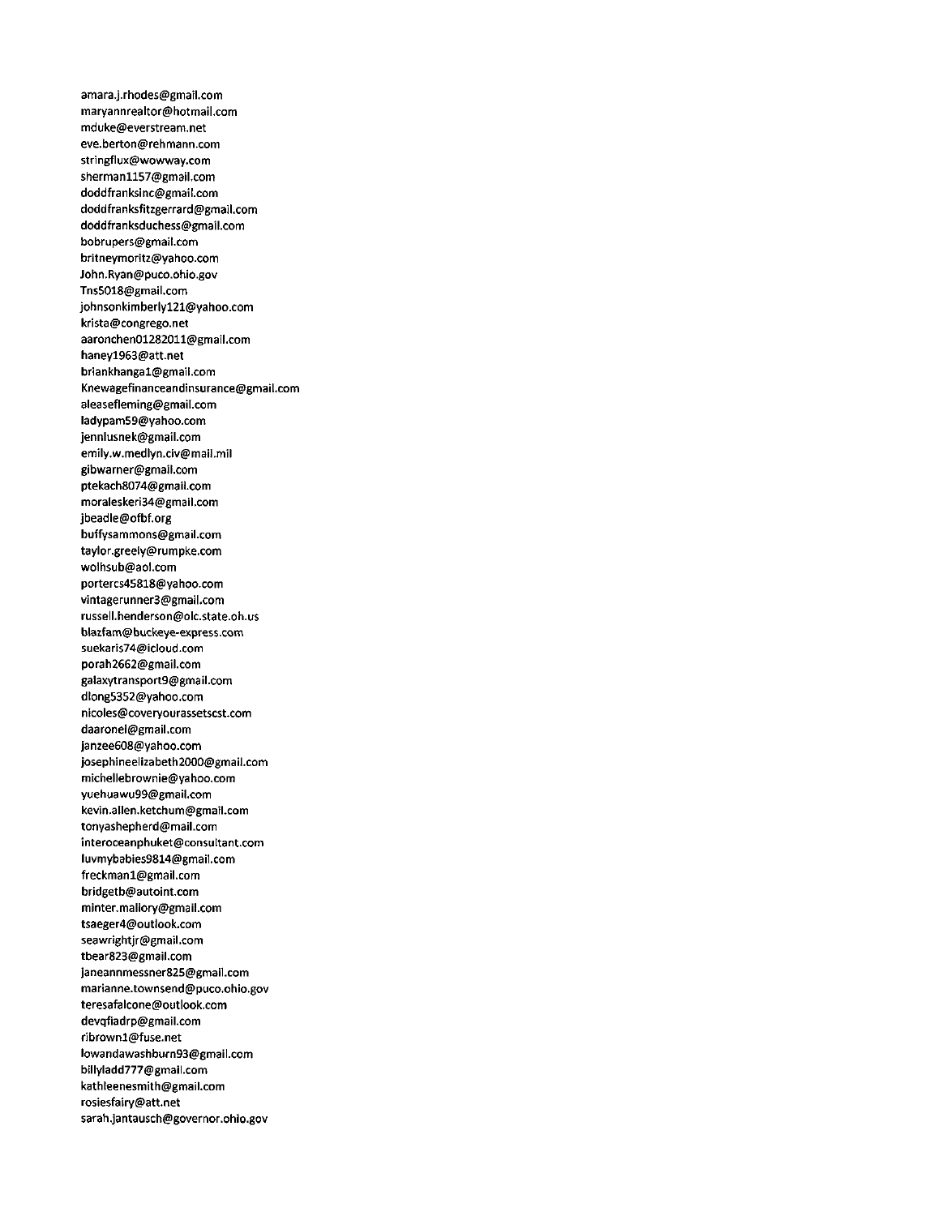amara.j.rhodes@gmail.com
maryannrealtor@hotmail.com
mduke@everstream.net
eve.berton@rehmann.com
stringflux@wowway.com
sherman1157@gmail.com
doddfranksinc@gmail.com
doddfranksfitzgerrard@gmail.com
doddfranksduchess@gmail.com
bobrupers@gmail.com
britneymoritz@yahoo.com
John.Ryan@puco.ohio.gov
Tns5018@gmail.com
johnsonkimberly121@yahoo.com
krista@congrego.net
aaronchen01282011@gmail.com
haney1963@att.net
briankhanga1@gmail.com
Knewagefinanceandinsurance@gmail.com
aleasefleming@gmail.com
ladypam59@yahoo.com
jennlusnek@gmail.com
emily.w.medlyn.civ@mail.mil
gibwarner@gmail.com
ptekach8074@gmail.com
moraleskeri34@gmail.com
jbeadle@ofbf.org
buffysammons@gmail.com
taylor.greely@rumpke.com
wolhsub@aol.com
portercs45818@yahoo.com
vintagerunner3@gmail.com
russell.henderson@olc.state.oh.us
blazfam@buckeye-express.com
suekaris74@icloud.com
porah2662@gmail.com
galaxytransport9@gmail.com
dlong5352@yahoo.com
nicoles@coveryourassetscst.com
daaronel@gmail.com
janzee608@yahoo.com
josephineelizabeth2000@gmail.com
michellebrownie@yahoo.com
yuehuawu99@gmail.com
kevin.allen.ketchum@gmail.com
tonyashepherd@mail.com
interoceanphuket@consultant.com
luvmybabies9814@gmail.com
freckman1@gmail.com
bridgetb@autoint.com
minter.mallory@gmail.com
tsaeger4@outlook.com
seawrightjr@gmail.com
tbear823@gmail.com
janeannmessner825@gmail.com
marianne.townsend@puco.ohio.gov
teresafalcone@outlook.com
devqfiadrp@gmail.com
ribrown1@fuse.net
lowandawashburn93@gmail.com
billyladd777@gmail.com
kathleenesmith@gmail.com
rosiesfairy@att.net
sarah.jantausch@governor.ohio.gov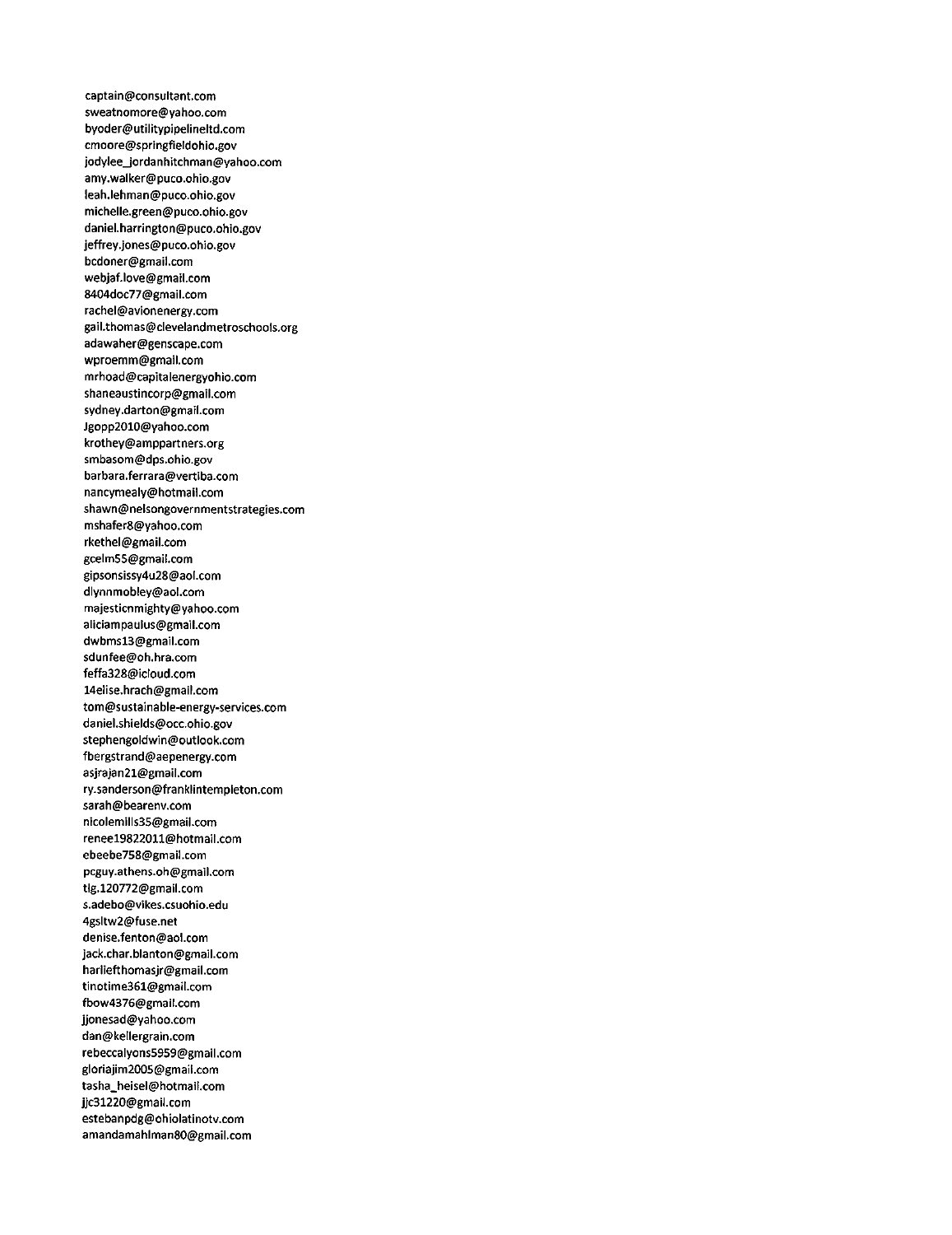captain@consultant.com
sweatnomore@yahoo.com
byoder@utilitypipelineltd.com
cmoore@springfieldohio.gov
jodylee_jordanhitchman@yahoo.com
amy.walker@puco.ohio.gov
leah.lehman@puco.ohio.gov
michelle.green@puco.ohio.gov
daniel.harrington@puco.ohio.gov
jeffrey.jones@puco.ohio.gov
bcdoner@gmail.com
webjaf.love@gmail.com
8404doc77@gmail.com
rachel@avionenergy.com
gail.thomas@clevelandmetroschools.org
adawaher@genscape.com
wproemm@gmail.com
mrhoad@capitalenergyohio.com
shaneaustincorp@gmail.com
sydney.darton@gmail.com
Jgopp2010@yahoo.com
krothey@amppartners.org
smbasom@dps.ohio.gov
barbara.ferrara@vertiba.com
nancymealy@hotmail.com
shawn@nelsongovernmentstrategies.com
mshafer8@yahoo.com
rkethel@gmail.com
gcelm55@gmail.com
gipsonsissy4u28@aol.com
dlynnmobley@aol.com
majesticnmighty@yahoo.com
aliciampaulus@gmail.com
dwbms13@gmail.com
sdunfee@oh.hra.com
feffa328@icloud.com
14elise.hrach@gmail.com
tom@sustainable-energy-services.com
daniel.shields@occ.ohio.gov
stephengoldwin@outlook.com
fbergstrand@aepenergy.com
asjrajan21@gmail.com
ry.sanderson@franklintempleton.com
sarah@bearenv.com
nicolemills35@gmail.com
renee19822011@hotmail.com
ebeebe758@gmail.com
pcguy.athens.oh@gmail.com
tlg.120772@gmail.com
s.adebo@vikes.csuohio.edu
4gsltw2@fuse.net
denise.fenton@aol.com
jack.char.blanton@gmail.com
harliefthomasjr@gmail.com
tinotime361@gmail.com
fbow4376@gmail.com
jjonesad@yahoo.com
dan@kellergrain.com
rebeccalyons5959@gmail.com
gloriajim2005@gmail.com
tasha_heisel@hotmail.com
jjc31220@gmail.com
estebanpdg@ohiolatinotv.com
amandamahlman80@gmail.com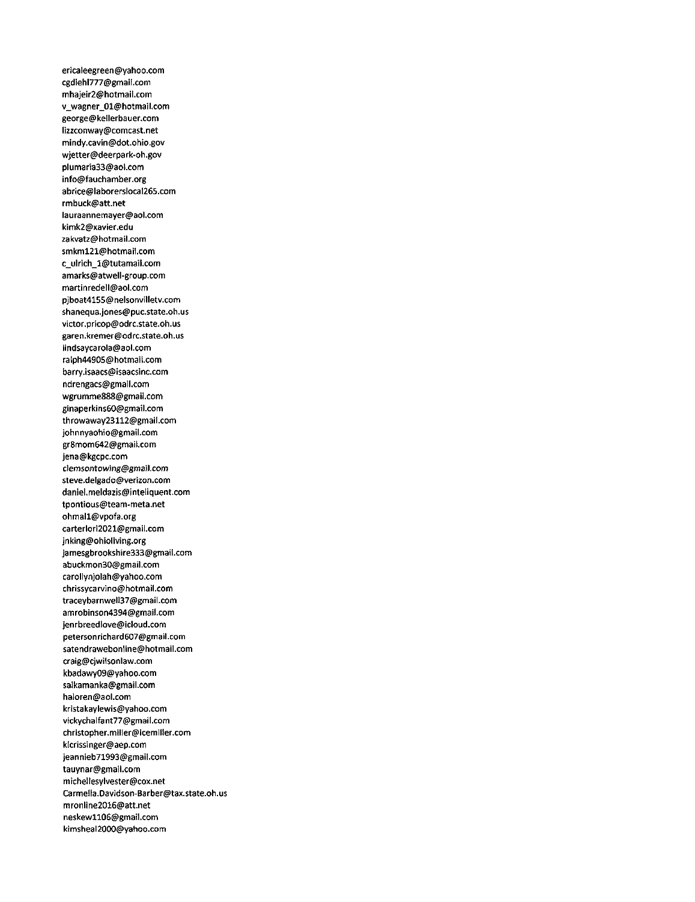ericaleegreen@yahoo.com
cgdiehl777@gmail.com
mhajeir2@hotmail.com
v_wagner_01@hotmail.com
george@kellerbauer.com
lizzconway@comcast.net
mindy.cavin@dot.ohio.gov
wjetter@deerpark-oh.gov
plumaria33@aol.com
info@fauchamber.org
abrice@laborerslocal265.com
rmbuck@att.net
lauraannemayer@aol.com
kimk2@xavier.edu
zakvatz@hotmail.com
smkm121@hotmail.com
c_ulrich_1@tutamail.com
amarks@atwell-group.com
martinredell@aol.com
pjboat4155@nelsonvilletv.com
shanequa.jones@puc.state.oh.us
victor.pricop@odrc.state.oh.us
garen.kremer@odrc.state.oh.us
lindsaycarola@aol.com
ralph44905@hotmail.com
barry.isaacs@isaacsinc.com
ndrengacs@gmail.com
wgrumme888@gmail.com
ginaperkins60@gmail.com
throwaway23112@gmail.com
johnnyaohio@gmail.com
gr8mom642@gmail.com
jena@kgcpc.com
clemsontowing@gmail.com
steve.delgado@verizon.com
daniel.meldazis@inteliquent.com
tpontious@team-meta.net
ohmal1@vpofa.org
carterlori2021@gmail.com
jnking@ohioliving.org
jamesgbrookshire333@gmail.com
abuckmon30@gmail.com
carollynjolah@yahoo.com
chrissycarvino@hotmail.com
traceybarnwell37@gmail.com
amrobinson4394@gmail.com
jenrbreedlove@icloud.com
petersonrichard607@gmail.com
satendrawebonline@hotmail.com
craig@cjwilsonlaw.com
kbadawy09@yahoo.com
saikamanka@gmail.com
haloren@aol.com
kristakaylewis@yahoo.com
vickychalfant77@gmail.com
christopher.miller@icemiller.com
klcrissinger@aep.com
jeannieb71993@gmail.com
tauynar@gmail.com
michellesylvester@cox.net
Carmella.Davidson-Barber@tax.state.oh.us
mronline2016@att.net
neskew1106@gmail.com
kimsheal2000@yahoo.com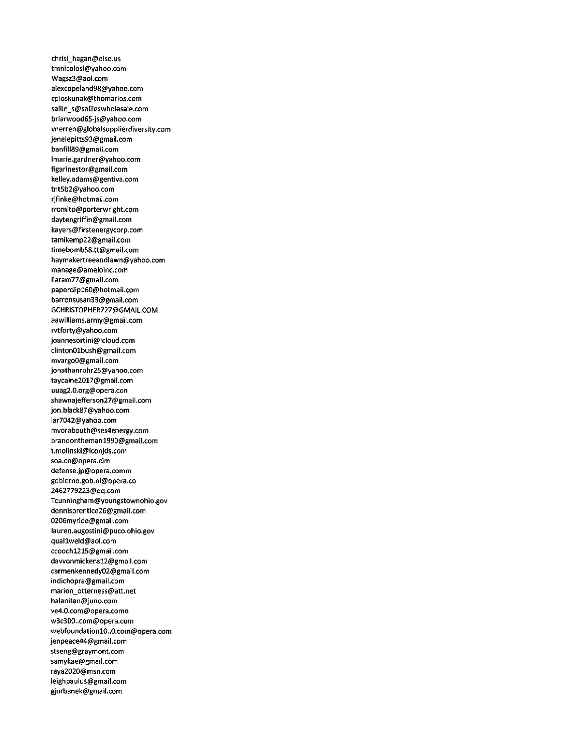chrisi_hagan@olsd.us
tmnicolosi@yahoo.com
Wagsz3@aol.com
alexcopeland98@yahoo.com
cploskunak@thomarios.com
sallie_s@sallieswholesale.com
briarwood65-js@yahoo.com
vnerren@globalsupplierdiversity.com
jenelepitts93@gmail.com
banfill89@gmail.com
lmarie.gardner@yahoo.com
figarinestor@gmail.com
kelley.adams@gentiva.com
tnt5b2@yahoo.com
rjfinke@hotmail.com
rromito@porterwright.com
daytengriffin@gmail.com
kayers@firstenergycorp.com
tamikemp22@gmail.com
timebomb58.tt@gmail.com
haymakertreeandlawn@yahoo.com
manage@ameloinc.com
llaram77@gmail.com
paperclip160@hotmail.com
barronsusan33@gmail.com
GCHRISTOPHER727@GMAIL.COM
aawilliams.army@gmail.com
rvtforty@yahoo.com
joannesortini@icloud.com
clinton01bush@gmail.com
mvargo0@gmail.com
jonathanrohr25@yahoo.com
taycaine2017@gmail.com
uuag2.0.org@opera.con
shawnajefferson27@gmail.com
jon.black87@yahoo.com
lar7042@yahoo.com
mvorabouth@ses4energy.com
brandontheman1990@gmail.com
t.molinski@iconjds.com
soa.cn@opera.cim
defense.jp@opera.comm
gobierno.gob.ni@opera.co
2462779223@qq.com
Tcunningham@youngstownohio.gov
dennisprentice26@gmail.com
0206myride@gmail.com
lauren.augostini@puco.ohio.gov
qual1weld@aol.com
ccooch1215@gmail.com
davvonmickens12@gmail.com
carmenkennedy02@gmail.com
indichopra@gmail.com
marion_otterness@att.net
halanitan@juno.com
ve4.0.com@opera.como
w3c300..com@opera.com
webfoundation10..0.com@opera.com
jenpeace44@gmail.com
stseng@graymont.com
samykae@gmail.com
raya2020@msn.com
leighpaulus@gmail.com
gjurbanek@gmail.com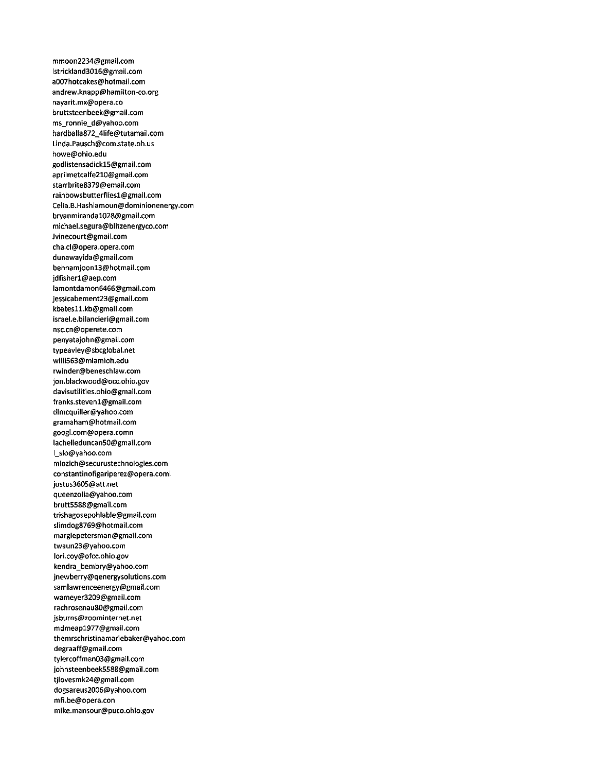mmoon2234@gmail.com
lstrickland3016@gmail.com
a007hotcakes@hotmail.com
andrew.knapp@hamilton-co.org
nayarit.mx@opera.co
bruttsteenbeek@gmail.com
ms_ronnie_d@yahoo.com
hardballa872_4life@tutamail.com
Linda.Pausch@com.state.oh.us
howe@ohio.edu
godlistensadick15@gmail.com
aprilmetcalfe210@gmail.com
starrbrite8379@email.com
rainbowsbutterflies1@gmail.com
Celia.B.Hashlamoun@dominionenergy.com
bryanmiranda1028@gmail.com
michael.segura@blitzenergyco.com
Jvinecourt@gmail.com
cha.cl@opera.opera.com
dunawayida@gmail.com
behnamjoon13@hotmail.com
jdfisher1@aep.com
lamontdamon6466@gmail.com
jessicabement23@gmail.com
kbates11.kb@gmail.com
israel.e.bilancieri@gmail.com
nsc.cn@operete.com
penyatajohn@gmail.com
typeavley@sbcglobal.net
willi563@miamioh.edu
rwinder@beneschlaw.com
jon.blackwood@occ.ohio.gov
davisutilities.ohio@gmail.com
franks.steven1@gmail.com
dlmcquiller@yahoo.com
gramaham@hotmail.com
googl.com@opera.comn
lachelleduncan50@gmail.com
l_slo@yahoo.com
mlozich@securustechnologies.com
constantinofigariperez@opera.coml
justus3605@att.net
queenzolia@yahoo.com
brutt5588@gmail.com
trishagosepohlable@gmail.com
slimdog8769@hotmail.com
margiepetersman@gmail.com
twaun23@yahoo.com
lori.coy@ofcc.ohio.gov
kendra_bembry@yahoo.com
jnewberry@qenergysolutions.com
samlawrenceenergy@gmail.com
wameyer3209@gmail.com
rachrosenau80@gmail.com
jsburns@zoominternet.net
mdmeap1977@gmail.com
themrschristinamariebaker@yahoo.com
degraaff@gmail.com
tylercoffman03@gmail.com
johnsteenbeek5588@gmail.com
tjlovesmk24@gmail.com
dogsareus2006@yahoo.com
mfi.be@opera.con
mike.mansour@puco.ohio.gov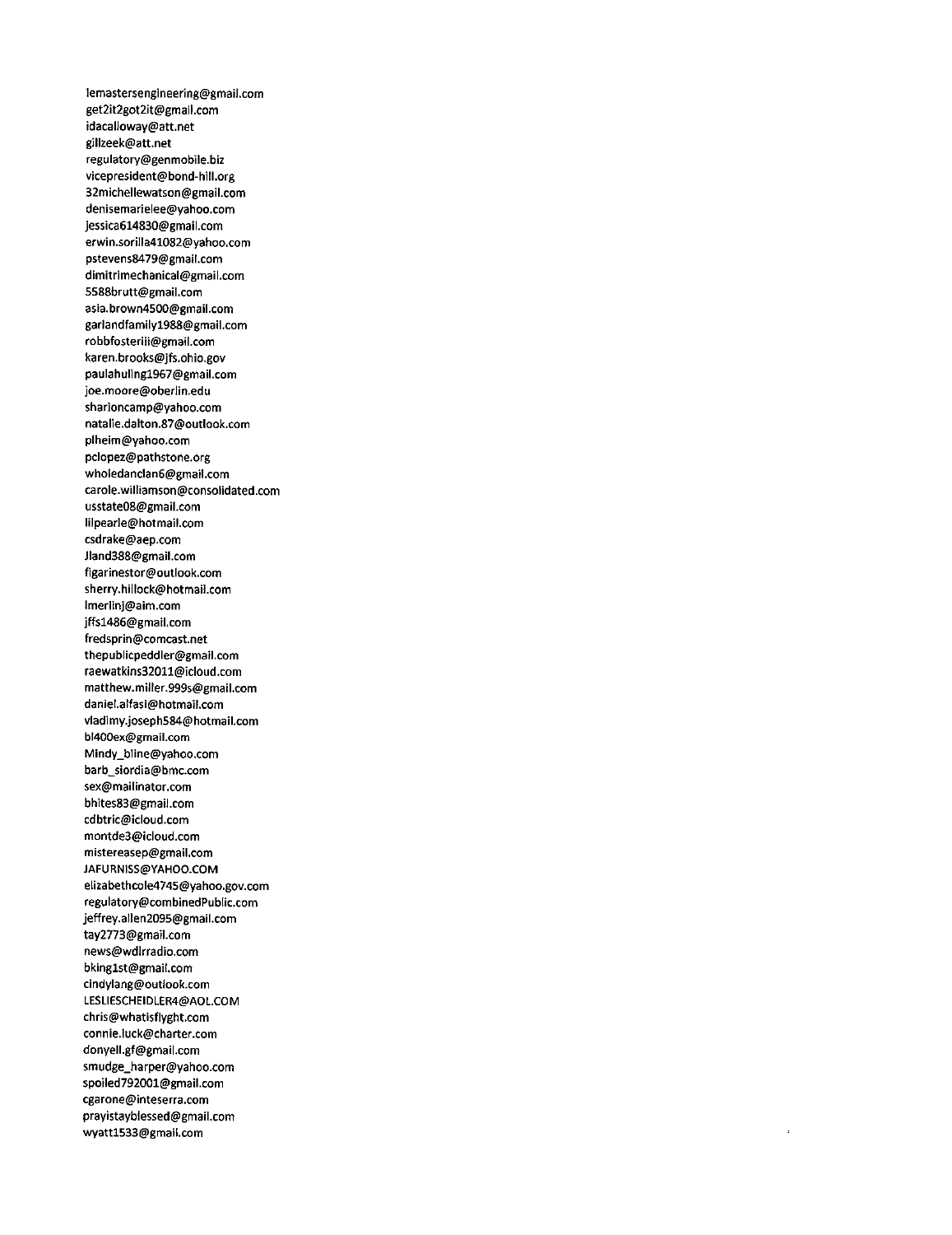lemastersengineering@gmail.com
get2it2got2it@gmail.com
idacalloway@att.net
gillzeek@att.net
regulatory@genmobile.biz
vicepresident@bond-hill.org
32michellewatson@gmail.com
denisemarielee@yahoo.com
jessica614830@gmail.com
erwin.sorilla41082@yahoo.com
pstevens8479@gmail.com
dimitrimechanical@gmail.com
5588brutt@gmail.com
asia.brown4500@gmail.com
garlandfamily1988@gmail.com
robbfosteriii@gmail.com
karen.brooks@jfs.ohio.gov
paulahuling1967@gmail.com
joe.moore@oberlin.edu
sharloncamp@yahoo.com
natalie.dalton.87@outlook.com
plheim@yahoo.com
pclopez@pathstone.org
wholedanclan6@gmail.com
carole.williamson@consolidated.com
usstate08@gmail.com
lilpearle@hotmail.com
csdrake@aep.com
Jland388@gmail.com
figarinestor@outlook.com
sherry.hillock@hotmail.com
lmerlinj@aim.com
jffs1486@gmail.com
fredsprin@comcast.net
thepublicpeddler@gmail.com
raewatkins32011@icloud.com
matthew.miller.999s@gmail.com
daniel.alfasi@hotmail.com
vladimy.joseph584@hotmail.com
bl400ex@gmail.com
Mindy_bline@yahoo.com
barb_siordia@bmc.com
sex@mailinator.com
bhites83@gmail.com
cdbtric@icloud.com
montde3@icloud.com
mistereasep@gmail.com
JAFURNISS@YAHOO.COM
elizabethcole4745@yahoo.gov.com
regulatory@combinedPublic.com
jeffrey.allen2095@gmail.com
tay2773@gmail.com
news@wdlrradio.com
bking1st@gmail.com
cindylang@outlook.com
LESLIESCHEIDLER4@AOL.COM
chris@whatisflyght.com
connie.luck@charter.com
donyell.gf@gmail.com
smudge_harper@yahoo.com
spoiled792001@gmail.com
cgarone@inteserra.com
prayistayblessed@gmail.com
wyatt1533@gmail.com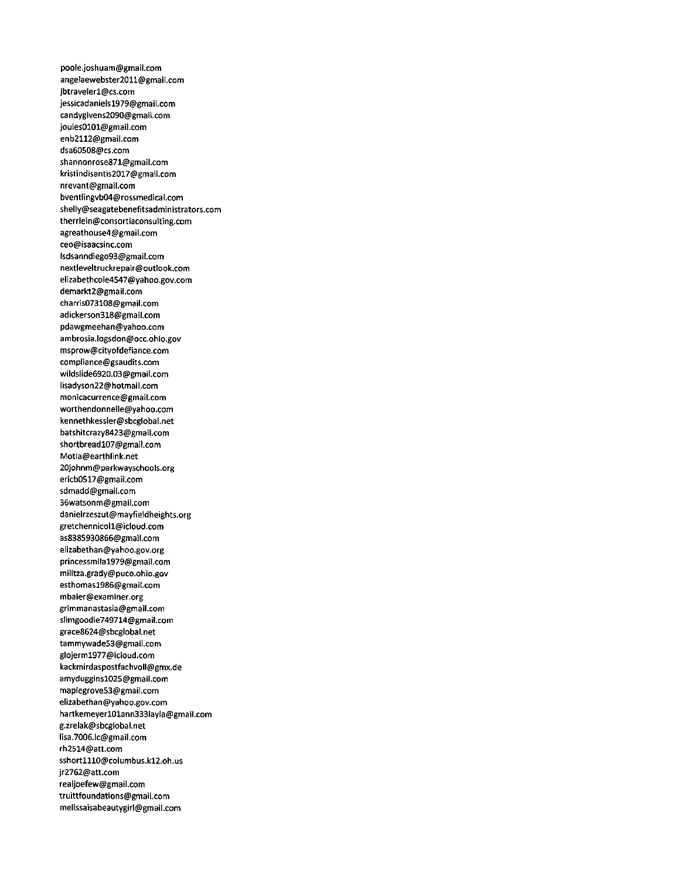poole.joshuam@gmail.com
angelaewebster2011@gmail.com
jbtraveler1@cs.com
jessicadaniels1979@gmail.com
candygivens2090@gmail.com
joules0101@gmail.com
enb2112@gmail.com
dsa60508@cs.com
shannonrose871@gmail.com
kristindisantis2017@gmail.com
nrevant@gmail.com
bventlingvb04@rossmedical.com
shelly@seagatebenefitsadministrators.com
therrlein@consortiaconsulting.com
agreathouse4@gmail.com
ceo@isaacsinc.com
lsdsanndiego93@gmail.com
nextleveltruckrepair@outlook.com
elizabethcole4547@yahoo.gov.com
demarkt2@gmail.com
charris073108@gmail.com
adickerson318@gmail.com
pdawgmeehan@yahoo.com
ambrosia.logsdon@occ.ohio.gov
msprow@cityofdefiance.com
compliance@gsaudits.com
wildslide6920.03@gmail.com
lisadyson22@hotmail.com
monicacurrence@gmail.com
worthendonnelle@yahoo.com
kennethkessler@sbcglobal.net
batshitcrazy8423@gmail.com
shortbread107@gmail.com
Motla@earthlink.net
20johnm@parkwayschools.org
ericb0517@gmail.com
sdmadd@gmail.com
36watsonm@gmail.com
danielrzeszut@mayfieldheights.org
gretchennicol1@icloud.com
as8385930866@gmail.com
elizabethan@yahoo.gov.org
princessmila1979@gmail.com
militza.grady@puco.ohio.gov
esthomas1986@gmail.com
mbaier@examiner.org
grimmanastasia@gmail.com
slimgoodie749714@gmail.com
grace8624@sbcglobal.net
tammywade53@gmail.com
glojerm1977@icloud.com
kackmirdaspostfachvoll@gmx.de
amyduggins1025@gmail.com
maplegrove53@gmail.com
elizabethan@yahoo.gov.com
hartkemeyer101ann333layla@gmail.com
g.zrelak@sbcglobal.net
lisa.7006.lc@gmail.com
rh2514@att.com
sshort1110@columbus.k12.oh.us
jr2762@att.com
realjoefew@gmail.com
truittfoundations@gmail.com
melissaisabeautygirl@gmail.com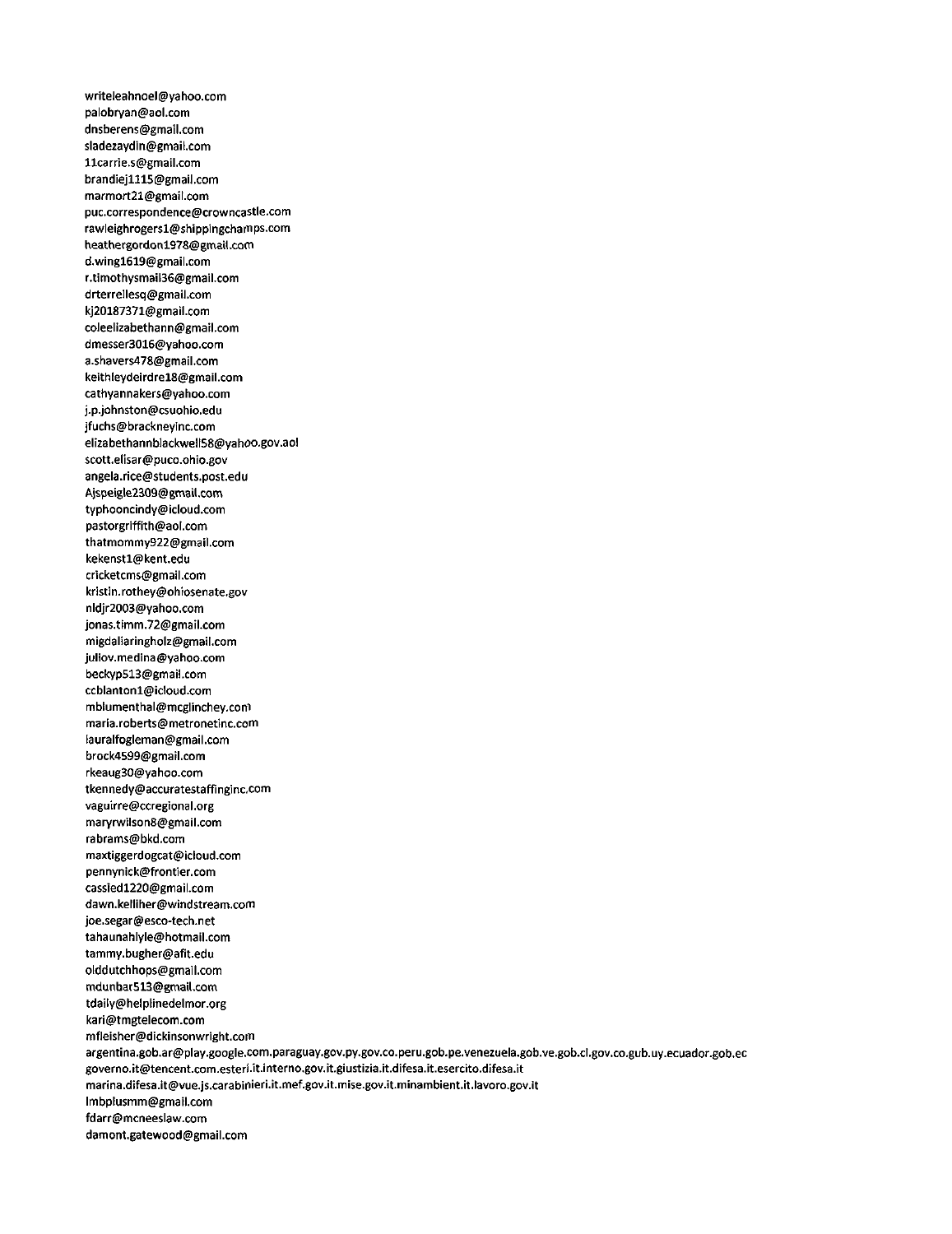writeleahnoel@yahoo.com
palobryan@aol.com
dnsberens@gmail.com
sladezaydin@gmail.com
11carrie.s@gmail.com
brandiej1115@gmail.com
marmort21@gmail.com
puc.correspondence@crowncastle.com
rawleighrogers1@shippingchamps.com
heathergordon1978@gmail.com
d.wing1619@gmail.com
r.timothysmail36@gmail.com
drterrellesq@gmail.com
kj20187371@gmail.com
coleelizabethann@gmail.com
dmesser3016@yahoo.com
a.shavers478@gmail.com
keithleydeirdre18@gmail.com
cathyannakers@yahoo.com
j.p.johnston@csuohio.edu
jfuchs@brackneyinc.com
elizabethannblackwell58@yahoo.gov.aol
scott.elisar@puco.ohio.gov
angela.rice@students.post.edu
Ajspeigle2309@gmail.com
typhooncindy@icloud.com
pastorgriffith@aol.com
thatmommy922@gmail.com
kekenst1@kent.edu
cricketcms@gmail.com
kristin.rothey@ohiosenate.gov
nldjr2003@yahoo.com
jonas.timm.72@gmail.com
migdaliaringholz@gmail.com
juliov.medina@yahoo.com
beckyp513@gmail.com
ccblanton1@icloud.com
mblumenthal@mcglinchey.com
maria.roberts@metronetinc.com
lauralfogleman@gmail.com
brock4599@gmail.com
rkeaug30@yahoo.com
tkennedy@accuratestaffinginc.com
vaguirre@ccregional.org
maryrwilson8@gmail.com
rabrams@bkd.com
maxtiggerdogcat@icloud.com
pennynick@frontier.com
cassied1220@gmail.com
dawn.kelliher@windstream.com
joe.segar@esco-tech.net
tahaunahlyle@hotmail.com
tammy.bugher@afit.edu
olddutchhops@gmail.com
mdunbar513@gmail.com
tdaily@helplinedelmor.org
kari@tmgtelecom.com
mfleisher@dickinsonwright.com
argentina.gob.ar@play.google.com.paraguay.gov.py.gov.co.peru.gob.pe.venezuela.gob.ve.gob.cl.gov.co.gub.uy.ecuador.gob.ec
governo.it@tencent.com.esteri.it.interno.gov.it.giustizia.it.difesa.it.esercito.difesa.it
marina.difesa.it@vue.js.carabinieri.it.mef.gov.it.mise.gov.it.minambient.it.lavoro.gov.it
lmbplusmm@gmail.com
fdarr@mcneeslaw.com
damont.gatewood@gmail.com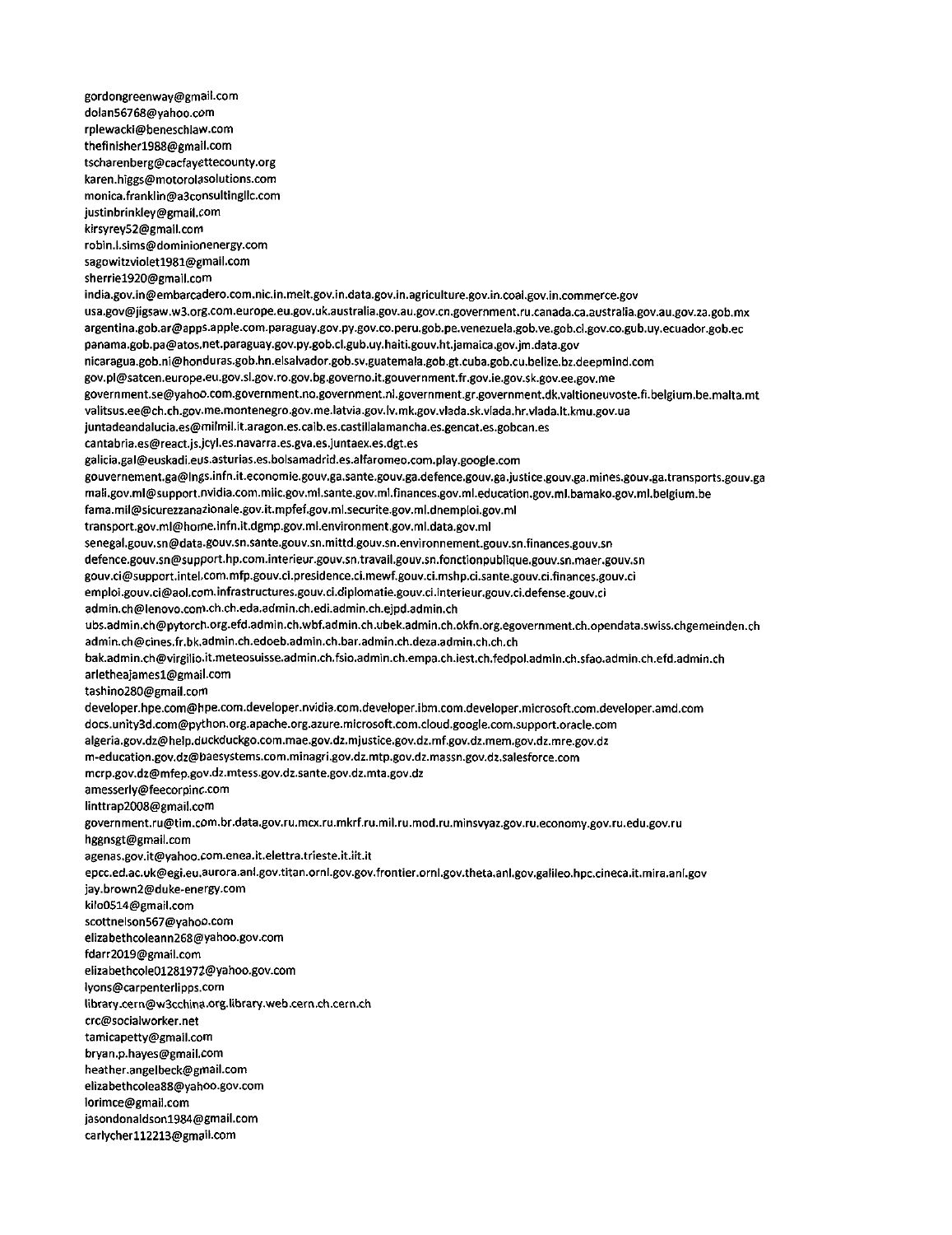gordongreenway@gmail.com
dolan56768@yahoo.com
rplewacki@beneschlaw.com
thefinisher1988@gmail.com
tscharenberg@cacfayettecounty.org
karen.higgs@motorolasolutions.com
monica.franklin@a3consultingllc.com
justinbrinkley@gmail.com
kirsyrey52@gmail.com
robin.l.sims@dominionenergy.com
sagowitzviolet1981@gmail.com
sherrie1920@gmail.com
india.gov.in@embarcadero.com.nic.in.meit.gov.in.data.gov.in.agriculture.gov.in.coal.gov.in.commerce.gov
usa.gov@jigsaw.w3.org.com.europe.eu.gov.uk.australia.gov.au.gov.cn.government.ru.canada.ca.australia.gov.au.gov.za.gob.mx
argentina.gob.ar@apps.apple.com.paraguay.gov.py.gov.co.peru.gob.pe.venezuela.gob.ve.gob.cl.gov.co.gub.uy.ecuador.gob.ec
panama.gob.pa@atos.net.paraguay.gov.py.gob.cl.gub.uy.haiti.gouv.ht.jamaica.gov.jm.data.gov
nicaragua.gob.ni@honduras.gob.hn.elsalvador.gob.sv.guatemala.gob.gt.cuba.gob.cu.belize.bz.deepmind.com
gov.pl@satcen.europe.eu.gov.sl.gov.ro.gov.bg.governo.it.gouvernment.fr.gov.ie.gov.sk.gov.ee.gov.me
government.se@yahoo.com.government.no.government.nl.government.gr.government.dk.valtioneuvoste.fi.belgium.be.malta.mt
valitsus.ee@ch.ch.gov.me.montenegro.gov.me.latvia.gov.lv.mk.gov.vlada.sk.vlada.hr.vlada.lt.kmu.gov.ua
juntadeandalucia.es@milmil.it.aragon.es.caib.es.castillalamancha.es.gencat.es.gobcan.es
cantabria.es@react.js.jcyl.es.navarra.es.gva.es.juntaex.es.dgt.es
galicia.gal@euskadi.eus.asturias.es.bolsamadrid.es.alfaromeo.com.play.google.com
gouvernement.ga@lngs.infn.it.economie.gouv.ga.sante.gouv.ga.defence.gouv.ga.justice.gouv.ga.mines.gouv.ga.transports.gouv.ga
mali.gov.ml@support.nvidia.com.miic.gov.ml.sante.gov.ml.finances.gov.ml.education.gov.ml.bamako.gov.ml.belgium.be
fama.mil@sicurezzanazionale.gov.it.mpfef.gov.ml.securite.gov.ml.dnemploi.gov.ml
transport.gov.ml@home.infn.it.dgmp.gov.ml.environment.gov.ml.data.gov.ml
senegal.gouv.sn@data.gouv.sn.sante.gouv.sn.mittd.gouv.sn.environnement.gouv.sn.finances.gouv.sn
defence.gouv.sn@support.hp.com.interieur.gouv.sn.travail.gouv.sn.fonctionpublique.gouv.sn.maer.gouv.sn
gouv.ci@support.intel.com.mfp.gouv.ci.presidence.ci.mewf.gouv.ci.mshp.ci.sante.gouv.ci.finances.gouv.ci
emploi.gouv.ci@aol.com.infrastructures.gouv.ci.diplomatie.gouv.ci.interieur.gouv.ci.defense.gouv.ci
admin.ch@lenovo.com.ch.ch.eda.admin.ch.edi.admin.ch.ejpd.admin.ch
ubs.admin.ch@pytorch.org.efd.admin.ch.wbf.admin.ch.ubek.admin.ch.okfn.org.egovernment.ch.opendata.swiss.chgemeinden.ch
admin.ch@cines.fr.bk.admin.ch.edoeb.admin.ch.bar.admin.ch.deza.admin.ch.ch.ch
bak.admin.ch@virgilio.it.meteosuisse.admin.ch.fsio.admin.ch.empa.ch.iest.ch.fedpol.admin.ch.sfao.admin.ch.efd.admin.ch
arletheajames1@gmail.com
tashino280@gmail.com
developer.hpe.com@hpe.com.developer.nvidia.com.developer.ibm.com.developer.microsoft.com.developer.amd.com
docs.unity3d.com@python.org.apache.org.azure.microsoft.com.cloud.google.com.support.oracle.com
algeria.gov.dz@help.duckduckgo.com.mae.gov.dz.mjustice.gov.dz.mf.gov.dz.mem.gov.dz.mre.gov.dz
m-education.gov.dz@baesystems.com.minagri.gov.dz.mtp.gov.dz.massn.gov.dz.salesforce.com
mcrp.gov.dz@mfep.gov.dz.mtess.gov.dz.sante.gov.dz.mta.gov.dz
amesserly@feecorpinc.com
linttrap2008@gmail.com
government.ru@tim.com.br.data.gov.ru.mcx.ru.mkrf.ru.mil.ru.mod.ru.minsvyaz.gov.ru.economy.gov.ru.edu.gov.ru
hggnsgt@gmail.com
agenas.gov.it@yahoo.com.enea.it.elettra.trieste.it.iit.it
epcc.ed.ac.uk@egi.eu.aurora.anl.gov.titan.ornl.gov.gov.frontier.ornl.gov.theta.anl.gov.galileo.hpc.cineca.it.mira.anl.gov
jay.brown2@duke-energy.com
kilo0514@gmail.com
scottnelson567@yahoo.com
elizabethcoleann268@yahoo.gov.com
fdarr2019@gmail.com
elizabethcole01281972@yahoo.gov.com
lyons@carpenterlipps.com
library.cern@w3cchina.org.library.web.cern.ch.cern.ch
crc@socialworker.net
tamicapetty@gmail.com
bryan.p.hayes@gmail.com
heather.angelbeck@gmail.com
elizabethcolea88@yahoo.gov.com
lorimce@gmail.com
jasondonaldson1984@gmail.com
carlycher112213@gmail.com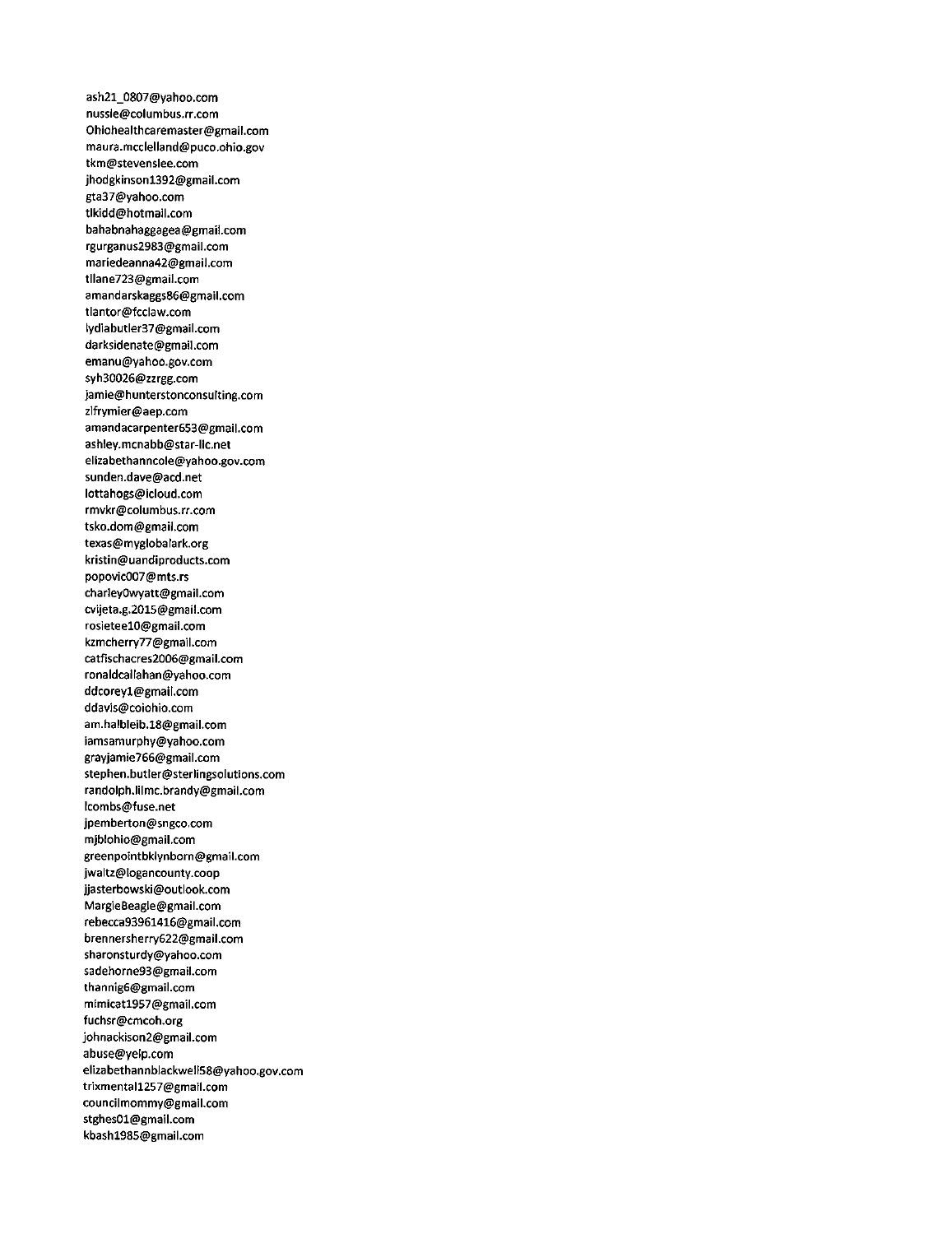ash21_0807@yahoo.com
nussie@columbus.rr.com
Ohiohealthcaremaster@gmail.com
maura.mcclelland@puco.ohio.gov
tkm@stevenslee.com
jhodgkinson1392@gmail.com
gta37@yahoo.com
tlkidd@hotmail.com
bahabnahaggagea@gmail.com
rgurganus2983@gmail.com
mariedeanna42@gmail.com
tllane723@gmail.com
amandarskaggs86@gmail.com
tlantor@fcclaw.com
lydiabutler37@gmail.com
darksidenate@gmail.com
emanu@yahoo.gov.com
syh30026@zzrgg.com
jamie@hunterstonconsulting.com
zlfrymier@aep.com
amandacarpenter653@gmail.com
ashley.mcnabb@star-llc.net
elizabethanncole@yahoo.gov.com
sunden.dave@acd.net
lottahogs@icloud.com
rmvkr@columbus.rr.com
tsko.dom@gmail.com
texas@myglobalark.org
kristin@uandiproducts.com
popovic007@mts.rs
charley0wyatt@gmail.com
cvijeta.g.2015@gmail.com
rosietee10@gmail.com
kzmcherry77@gmail.com
catfischacres2006@gmail.com
ronaldcallahan@yahoo.com
ddcorey1@gmail.com
ddavis@coiohio.com
am.halbleib.18@gmail.com
iamsamurphy@yahoo.com
grayjamie766@gmail.com
stephen.butler@sterlingsolutions.com
randolph.lilmc.brandy@gmail.com
lcombs@fuse.net
jpemberton@sngco.com
mjblohio@gmail.com
greenpointbklynborn@gmail.com
jwaltz@logancounty.coop
jjasterbowski@outlook.com
MargieBeagle@gmail.com
rebecca93961416@gmail.com
brennersherry622@gmail.com
sharonsturdy@yahoo.com
sadehorne93@gmail.com
thannig6@gmail.com
mimicat1957@gmail.com
fuchsr@cmcoh.org
johnackison2@gmail.com
abuse@yelp.com
elizabethannblackwell58@yahoo.gov.com
trixmental1257@gmail.com
councilmommy@gmail.com
stghes01@gmail.com
kbash1985@gmail.com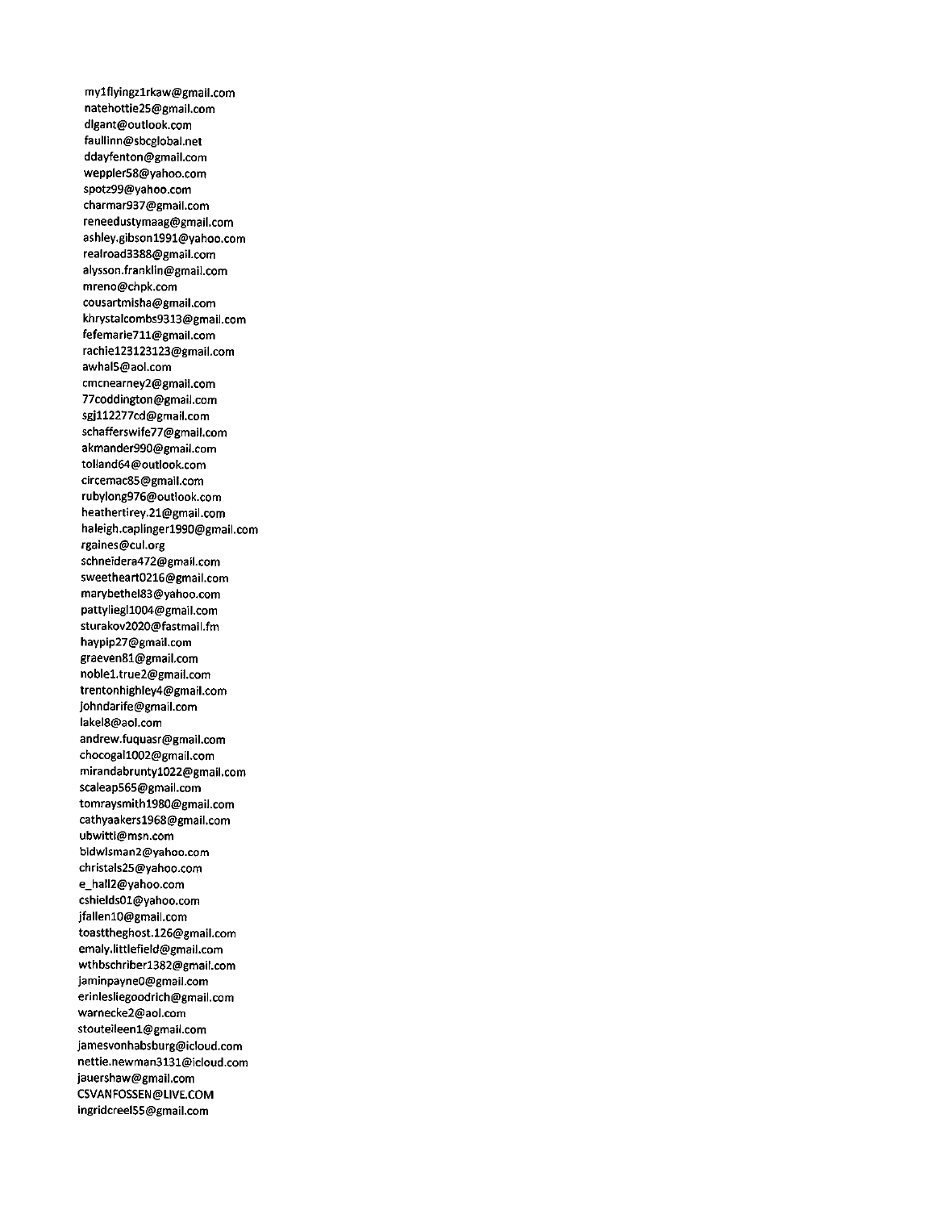my1flyingz1rkaw@gmail.com
natehottie25@gmail.com
dlgant@outlook.com
faullinn@sbcglobal.net
ddayfenton@gmail.com
weppler58@yahoo.com
spotz99@yahoo.com
charmar937@gmail.com
reneedustymaag@gmail.com
ashley.gibson1991@yahoo.com
realroad3388@gmail.com
alysson.franklin@gmail.com
mreno@chpk.com
cousartmisha@gmail.com
khrystalcombs9313@gmail.com
fefemarie711@gmail.com
rachie123123123@gmail.com
awhal5@aol.com
cmcnearney2@gmail.com
77coddington@gmail.com
sgj112277cd@gmail.com
schafferswife77@gmail.com
akmander990@gmail.com
tolland64@outlook.com
circemac85@gmail.com
rubylong976@outlook.com
heathertirey.21@gmail.com
haleigh.caplinger1990@gmail.com
rgaines@cul.org
schneidera472@gmail.com
sweetheart0216@gmail.com
marybethel83@yahoo.com
pattyliegl1004@gmail.com
sturakov2020@fastmail.fm
haypip27@gmail.com
graeven81@gmail.com
noble1.true2@gmail.com
trentonhighley4@gmail.com
johndarife@gmail.com
lakel8@aol.com
andrew.fuquasr@gmail.com
chocogal1002@gmail.com
mirandabrunty1022@gmail.com
scaleap565@gmail.com
tomraysmith1980@gmail.com
cathyaakers1968@gmail.com
ubwitti@msn.com
bidwisman2@yahoo.com
christals25@yahoo.com
e_hall2@yahoo.com
cshields01@yahoo.com
jfallen10@gmail.com
toasttheghost.126@gmail.com
emaly.littlefield@gmail.com
wthbschriber1382@gmail.com
jaminpayne0@gmail.com
erinlesliegoodrich@gmail.com
warnecke2@aol.com
stouteileen1@gmail.com
jamesvonhabsburg@icloud.com
nettie.newman3131@icloud.com
jauershaw@gmail.com
CSVANFOSSEN@LIVE.COM
ingridcreel55@gmail.com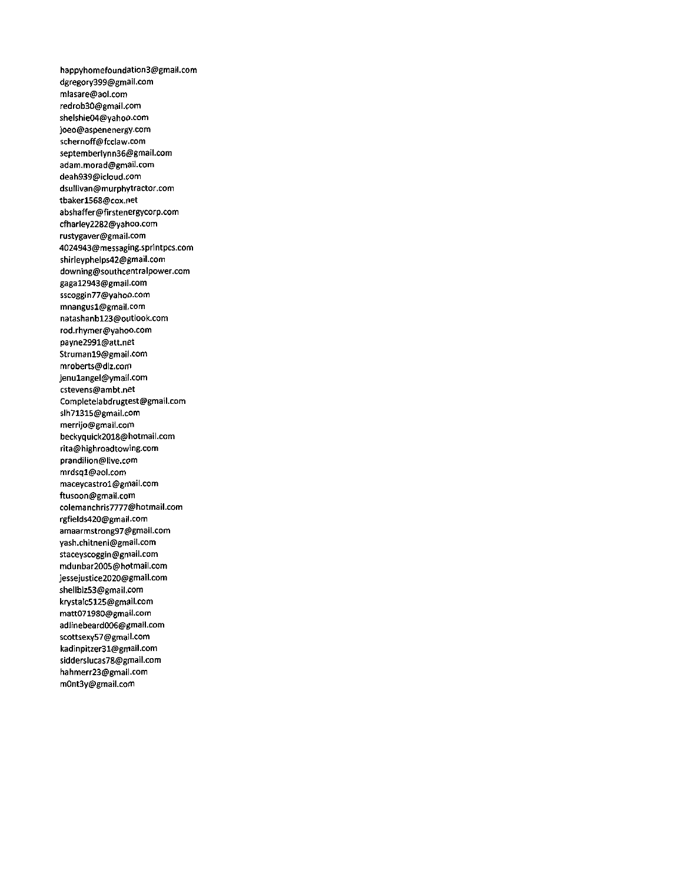happyhomefoundation3@gmail.com
dgregory399@gmail.com
mlasare@aol.com
redrob30@gmail.com
shelshie04@yahoo.com
joeo@aspenenergy.com
schernoff@fcclaw.com
septemberlynn36@gmail.com
adam.morad@gmail.com
deah939@icloud.com
dsullivan@murphytractor.com
tbaker1568@cox.net
abshaffer@firstenergycorp.com
cfharley2282@yahoo.com
rustygaver@gmail.com
4024943@messaging.sprintpcs.com
shirleyphelps42@gmail.com
downing@southcentralpower.com
gaga12943@gmail.com
sscoggin77@yahoo.com
mnangus1@gmail.com
natashanb123@outlook.com
rod.rhymer@yahoo.com
payne2991@att.net
Struman19@gmail.com
mroberts@dlz.com
jenu1angel@ymail.com
cstevens@ambt.net
Completelabdrugtest@gmail.com
slh71315@gmail.com
merrijo@gmail.com
beckyquick2018@hotmail.com
rita@highroadtowing.com
prandilion@live.com
mrdsq1@aol.com
maceycastro1@gmail.com
ftusoon@gmail.com
colemanchris7777@hotmail.com
rgfields420@gmail.com
amaarmstrong97@gmail.com
yash.chitneni@gmail.com
staceyscoggin@gmail.com
mdunbar2005@hotmail.com
jessejustice2020@gmail.com
shellbiz53@gmail.com
krystalc5125@gmail.com
matt071980@gmail.com
adlinebeard006@gmail.com
scottsexy57@gmail.com
kadinpitzer31@gmail.com
sidderslucas78@gmail.com
hahmerr23@gmail.com
m0nt3y@gmail.com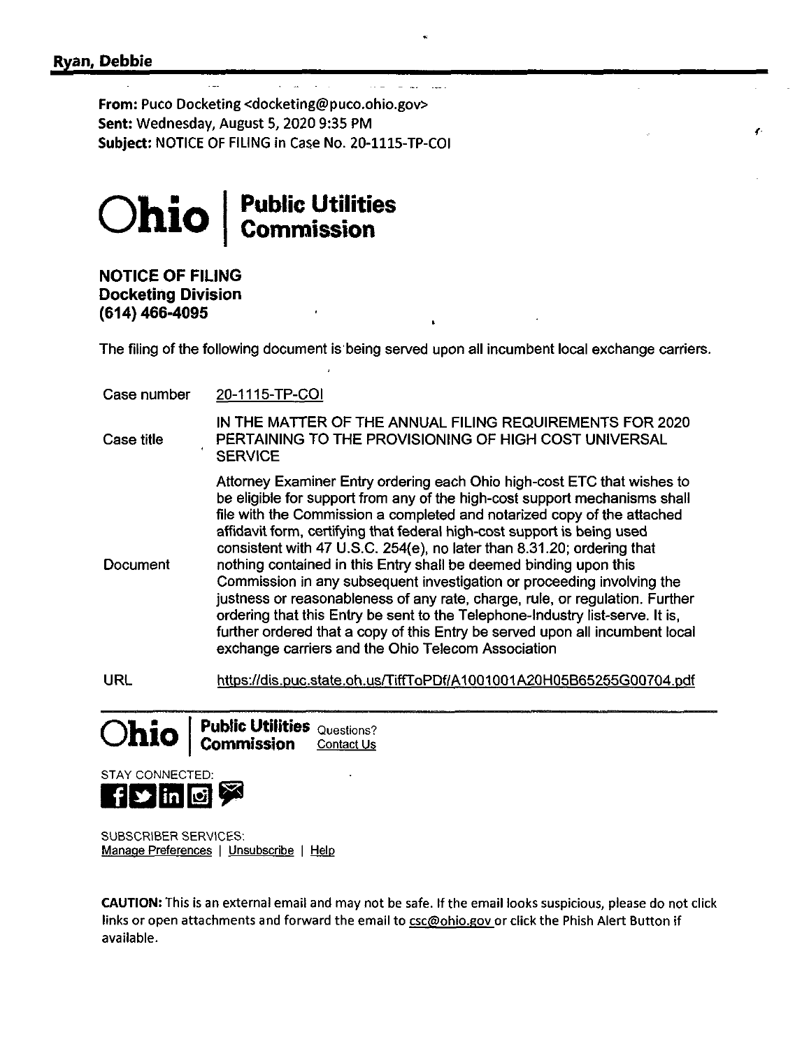**Ryan, Debbie**

**From:** Puco Docketing <docketing@puco.ohio.gov>
**Sent:** Wednesday, August 5, 2020 9:35 PM
**Subject:** NOTICE OF FILING in Case No. 20-1115-TP-COI

**Ohio | Public Utilities Commission**

**NOTICE OF FILING**
**Docketing Division**
**(614) 466-4095**

The filing of the following document is being served upon all incumbent local exchange carriers.

| | |
|---|---|
| Case number | 20-1115-TP-COI |
| Case title | IN THE MATTER OF THE ANNUAL FILING REQUIREMENTS FOR 2020 PERTAINING TO THE PROVISIONING OF HIGH COST UNIVERSAL SERVICE |
| Document | Attorney Examiner Entry ordering each Ohio high-cost ETC that wishes to be eligible for support from any of the high-cost support mechanisms shall file with the Commission a completed and notarized copy of the attached affidavit form, certifying that federal high-cost support is being used consistent with 47 U.S.C. 254(e), no later than 8.31.20; ordering that nothing contained in this Entry shall be deemed binding upon this Commission in any subsequent investigation or proceeding involving the justness or reasonableness of any rate, charge, rule, or regulation. Further ordering that this Entry be sent to the Telephone-Industry list-serve. It is, further ordered that a copy of this Entry be served upon all incumbent local exchange carriers and the Ohio Telecom Association |
| URL | https://dis.puc.state.oh.us/TiffToPDf/A1001001A20H05B65255G00704.pdf |

**Ohio | Public Utilities Commission** Questions? Contact Us

STAY CONNECTED:

SUBSCRIBER SERVICES:
Manage Preferences | Unsubscribe | Help

**CAUTION:** This is an external email and may not be safe. If the email looks suspicious, please do not click links or open attachments and forward the email to csc@ohio.gov or click the Phish Alert Button if available.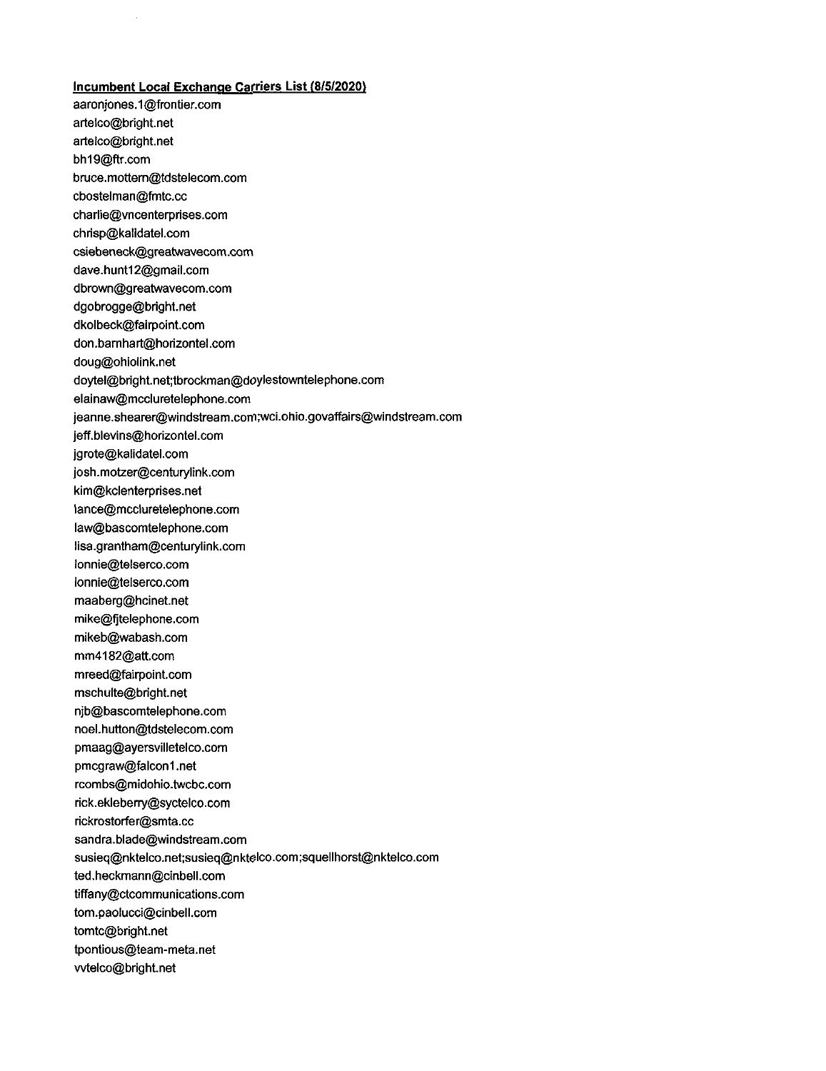**Incumbent Local Exchange Carriers List (8/5/2020)**

aaronjones.1@frontier.com
artelco@bright.net
artelco@bright.net
bh19@ftr.com
bruce.mottern@tdstelecom.com
cbostelman@fmtc.cc
charlie@vncenterprises.com
chrisp@kalidatel.com
csiebeneck@greatwavecom.com
dave.hunt12@gmail.com
dbrown@greatwavecom.com
dgobrogge@bright.net
dkolbeck@fairpoint.com
don.barnhart@horizontel.com
doug@ohiolink.net
doytel@bright.net;tbrockman@doylestowntelephone.com
elainaw@mccluretelephone.com
jeanne.shearer@windstream.com;wci.ohio.govaffairs@windstream.com
jeff.blevins@horizontel.com
jgrote@kalidatel.com
josh.motzer@centurylink.com
kim@kclenterprises.net
lance@mccluretelephone.com
law@bascomtelephone.com
lisa.grantham@centurylink.com
lonnie@telserco.com
lonnie@telserco.com
maaberg@hcinet.net
mike@fjtelephone.com
mikeb@wabash.com
mm4182@att.com
mreed@fairpoint.com
mschulte@bright.net
njb@bascomtelephone.com
noel.hutton@tdstelecom.com
pmaag@ayersvilletelco.com
pmcgraw@falcon1.net
rcombs@midohio.twcbc.com
rick.ekleberry@syctelco.com
rickrostorfer@smta.cc
sandra.blade@windstream.com
susieq@nktelco.net;susieq@nktelco.com;squellhorst@nktelco.com
ted.heckmann@cinbell.com
tiffany@ctcommunications.com
tom.paolucci@cinbell.com
tomtc@bright.net
tpontious@team-meta.net
vvtelco@bright.net